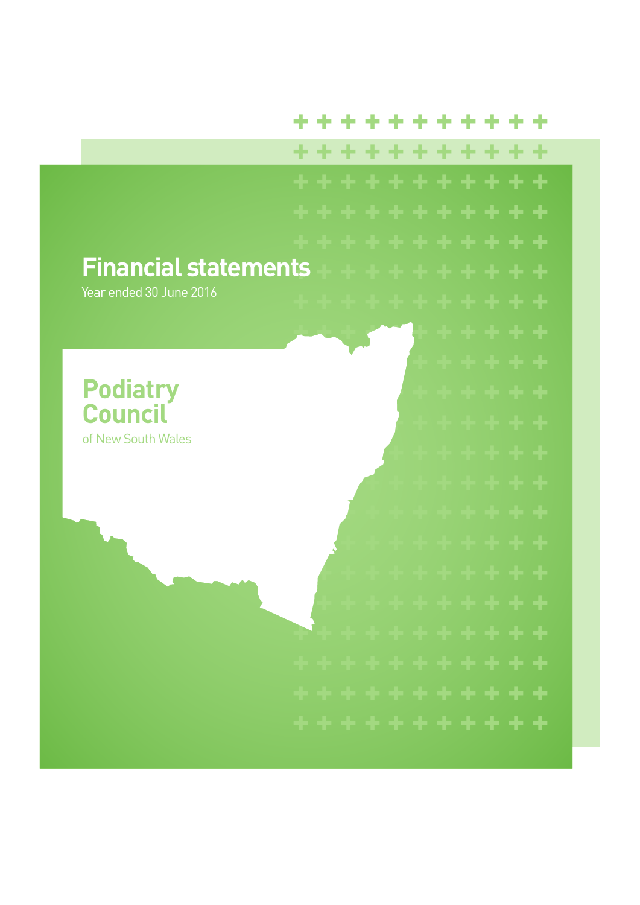# Financial statements

Year ended 30 June 2016

## Podiatry Council

of New South Wales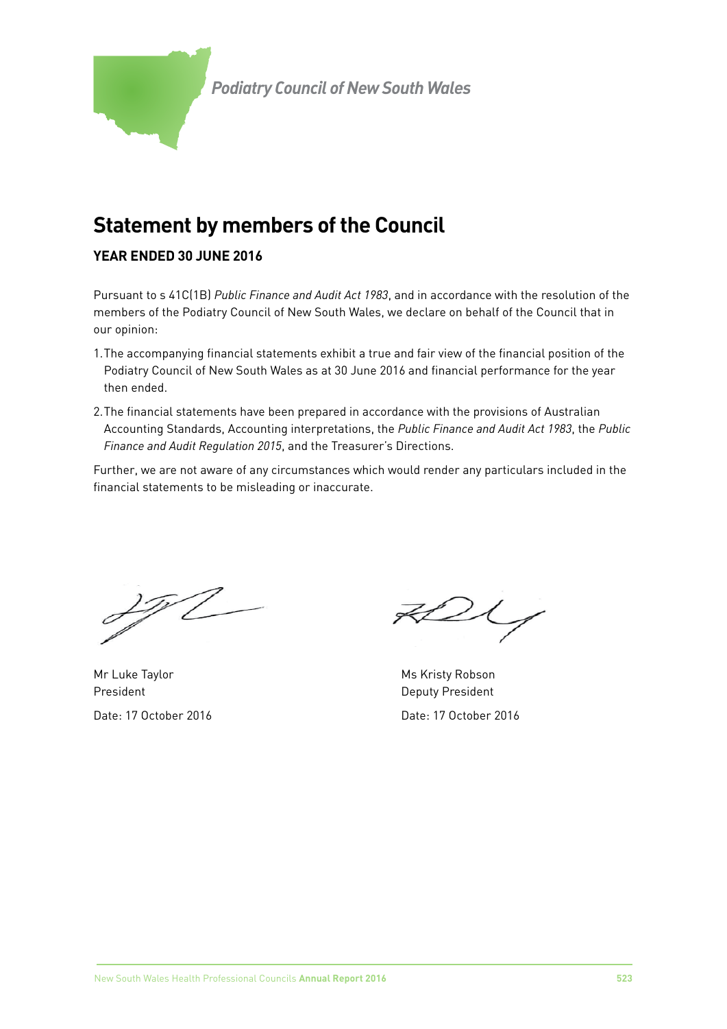*Podiatry Council of New South Wales*

# Statement by members of the Council

### YEAR ENDED 30 JUNE 2016

Pursuant to s 41C(1B) *Public Finance and Audit Act 1983*, and in accordance with the resolution of the members of the Podiatry Council of New South Wales, we declare on behalf of the Council that in our opinion:

1. The accompanying financial statements exhibit a true and fair view of the financial position of the Podiatry Council of New South Wales as at 30 June 2016 and financial performance for the year then ended.
2. The financial statements have been prepared in accordance with the provisions of Australian Accounting Standards, Accounting interpretations, the *Public Finance and Audit Act 1983*, the *Public Finance and Audit Regulation 2015*, and the Treasurer's Directions.

Further, we are not aware of any circumstances which would render any particulars included in the financial statements to be misleading or inaccurate.

Mr Luke Taylor
President

Date: 17 October 2016

Ms Kristy Robson
Deputy President

Date: 17 October 2016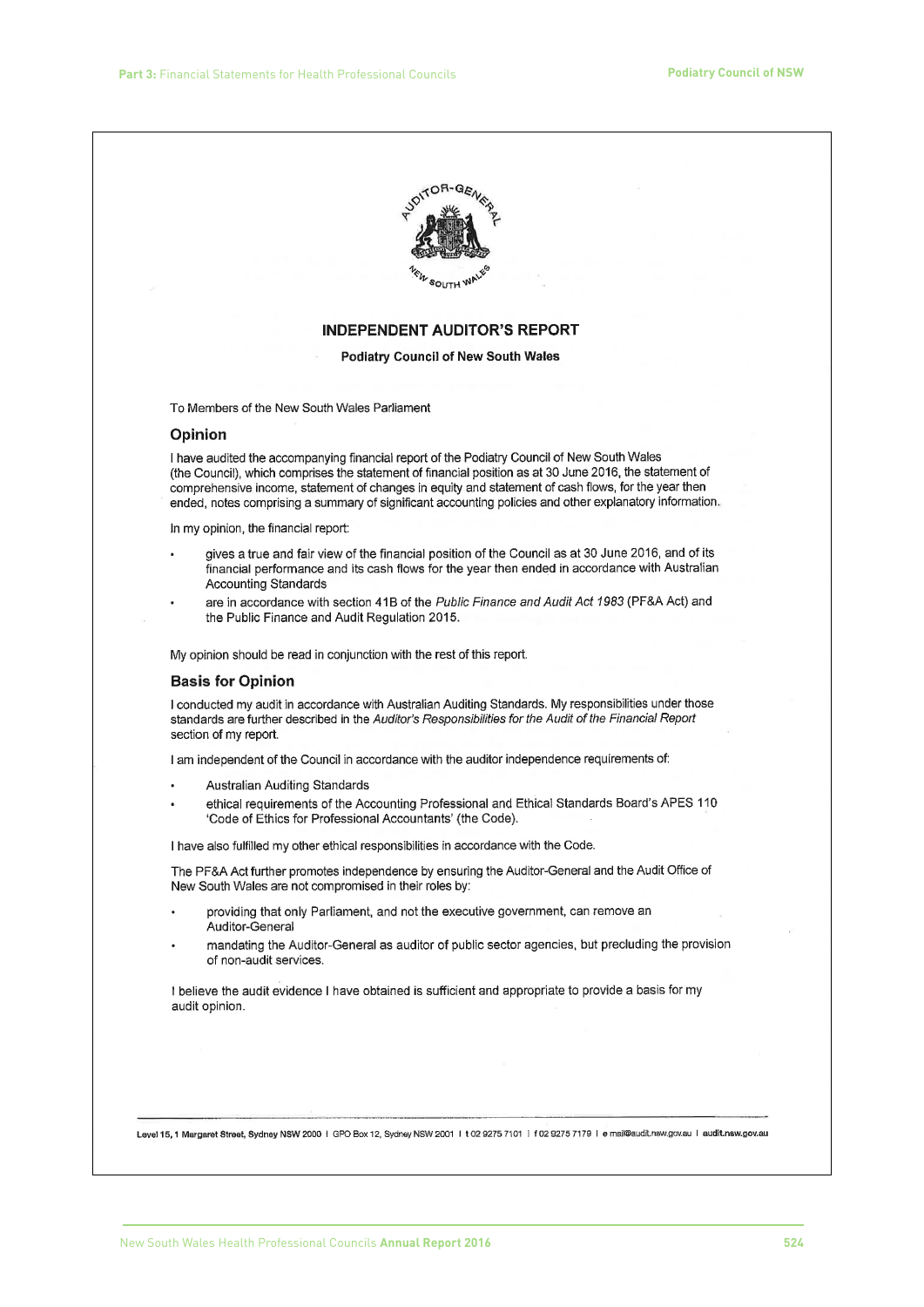# INDEPENDENT AUDITOR'S REPORT

**Podiatry Council of New South Wales**

To Members of the New South Wales Parliament

## Opinion

I have audited the accompanying financial report of the Podiatry Council of New South Wales (the Council), which comprises the statement of financial position as at 30 June 2016, the statement of comprehensive income, statement of changes in equity and statement of cash flows, for the year then ended, notes comprising a summary of significant accounting policies and other explanatory information.

In my opinion, the financial report:

- gives a true and fair view of the financial position of the Council as at 30 June 2016, and of its financial performance and its cash flows for the year then ended in accordance with Australian Accounting Standards
- are in accordance with section 41B of the *Public Finance and Audit Act 1983* (PF&A Act) and the Public Finance and Audit Regulation 2015.

My opinion should be read in conjunction with the rest of this report.

## Basis for Opinion

I conducted my audit in accordance with Australian Auditing Standards. My responsibilities under those standards are further described in the *Auditor's Responsibilities for the Audit of the Financial Report* section of my report.

I am independent of the Council in accordance with the auditor independence requirements of:

- Australian Auditing Standards
- ethical requirements of the Accounting Professional and Ethical Standards Board's APES 110 'Code of Ethics for Professional Accountants' (the Code).

I have also fulfilled my other ethical responsibilities in accordance with the Code.

The PF&A Act further promotes independence by ensuring the Auditor-General and the Audit Office of New South Wales are not compromised in their roles by:

- providing that only Parliament, and not the executive government, can remove an Auditor-General
- mandating the Auditor-General as auditor of public sector agencies, but precluding the provision of non-audit services.

I believe the audit evidence I have obtained is sufficient and appropriate to provide a basis for my audit opinion.

Level 15, 1 Margaret Street, Sydney NSW 2000 | GPO Box 12, Sydney NSW 2001 | t 02 9275 7101 | f 02 9275 7179 | e mail@audit.nsw.gov.au | audit.nsw.gov.au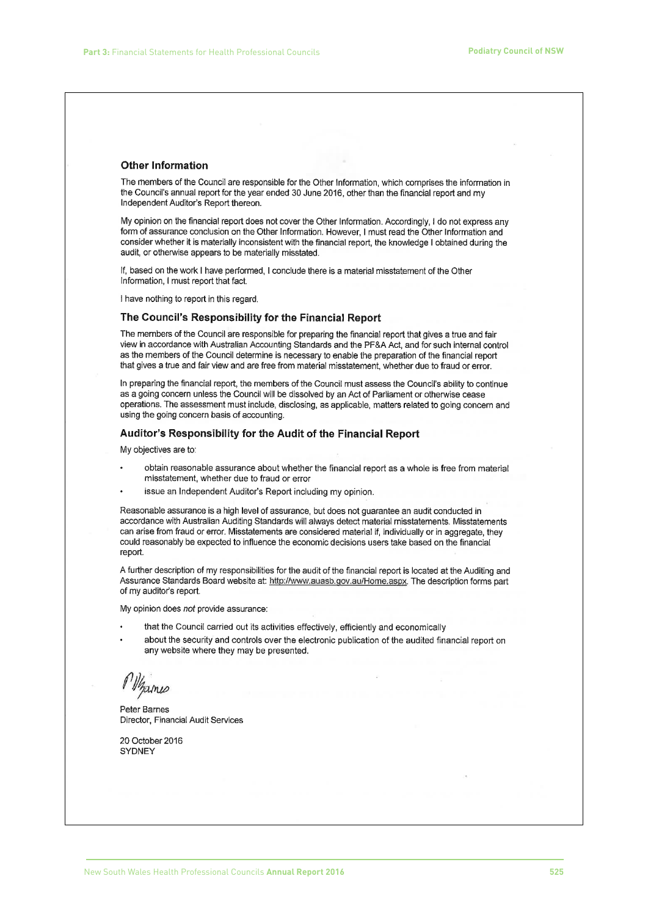## Other Information

The members of the Council are responsible for the Other Information, which comprises the information in the Council's annual report for the year ended 30 June 2016, other than the financial report and my Independent Auditor's Report thereon.

My opinion on the financial report does not cover the Other Information. Accordingly, I do not express any form of assurance conclusion on the Other Information. However, I must read the Other Information and consider whether it is materially inconsistent with the financial report, the knowledge I obtained during the audit, or otherwise appears to be materially misstated.

If, based on the work I have performed, I conclude there is a material misstatement of the Other Information, I must report that fact.

I have nothing to report in this regard.

## The Council's Responsibility for the Financial Report

The members of the Council are responsible for preparing the financial report that gives a true and fair view in accordance with Australian Accounting Standards and the PF&A Act, and for such internal control as the members of the Council determine is necessary to enable the preparation of the financial report that gives a true and fair view and are free from material misstatement, whether due to fraud or error.

In preparing the financial report, the members of the Council must assess the Council's ability to continue as a going concern unless the Council will be dissolved by an Act of Parliament or otherwise cease operations. The assessment must include, disclosing, as applicable, matters related to going concern and using the going concern basis of accounting.

## Auditor's Responsibility for the Audit of the Financial Report

My objectives are to:

- obtain reasonable assurance about whether the financial report as a whole is free from material misstatement, whether due to fraud or error
- issue an Independent Auditor's Report including my opinion.

Reasonable assurance is a high level of assurance, but does not guarantee an audit conducted in accordance with Australian Auditing Standards will always detect material misstatements. Misstatements can arise from fraud or error. Misstatements are considered material if, individually or in aggregate, they could reasonably be expected to influence the economic decisions users take based on the financial report.

A further description of my responsibilities for the audit of the financial report is located at the Auditing and Assurance Standards Board website at: http://www.auasb.gov.au/Home.aspx. The description forms part of my auditor's report.

My opinion does *not* provide assurance:

- that the Council carried out its activities effectively, efficiently and economically
- about the security and controls over the electronic publication of the audited financial report on any website where they may be presented.

Peter Barnes
Director, Financial Audit Services

20 October 2016
SYDNEY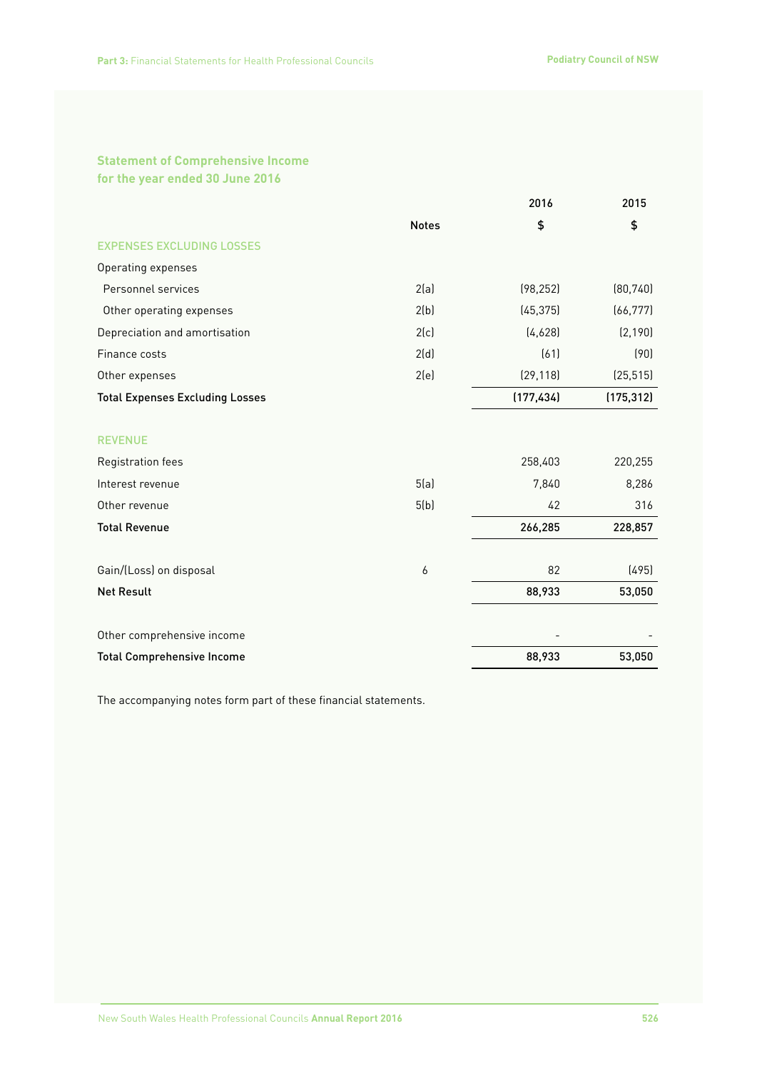## Statement of Comprehensive Income
## for the year ended 30 June 2016

| | Notes | 2016 $ | 2015 $ |
|---|---|---|---|
| **EXPENSES EXCLUDING LOSSES** | | | |
| Operating expenses | | | |
| Personnel services | 2(a) | (98,252) | (80,740) |
| Other operating expenses | 2(b) | (45,375) | (66,777) |
| Depreciation and amortisation | 2(c) | (4,628) | (2,190) |
| Finance costs | 2(d) | (61) | (90) |
| Other expenses | 2(e) | (29,118) | (25,515) |
| **Total Expenses Excluding Losses** | | **(177,434)** | **(175,312)** |
| **REVENUE** | | | |
| Registration fees | | 258,403 | 220,255 |
| Interest revenue | 5(a) | 7,840 | 8,286 |
| Other revenue | 5(b) | 42 | 316 |
| **Total Revenue** | | **266,285** | **228,857** |
| Gain/(Loss) on disposal | 6 | 82 | (495) |
| **Net Result** | | **88,933** | **53,050** |
| Other comprehensive income | | - | - |
| **Total Comprehensive Income** | | **88,933** | **53,050** |

The accompanying notes form part of these financial statements.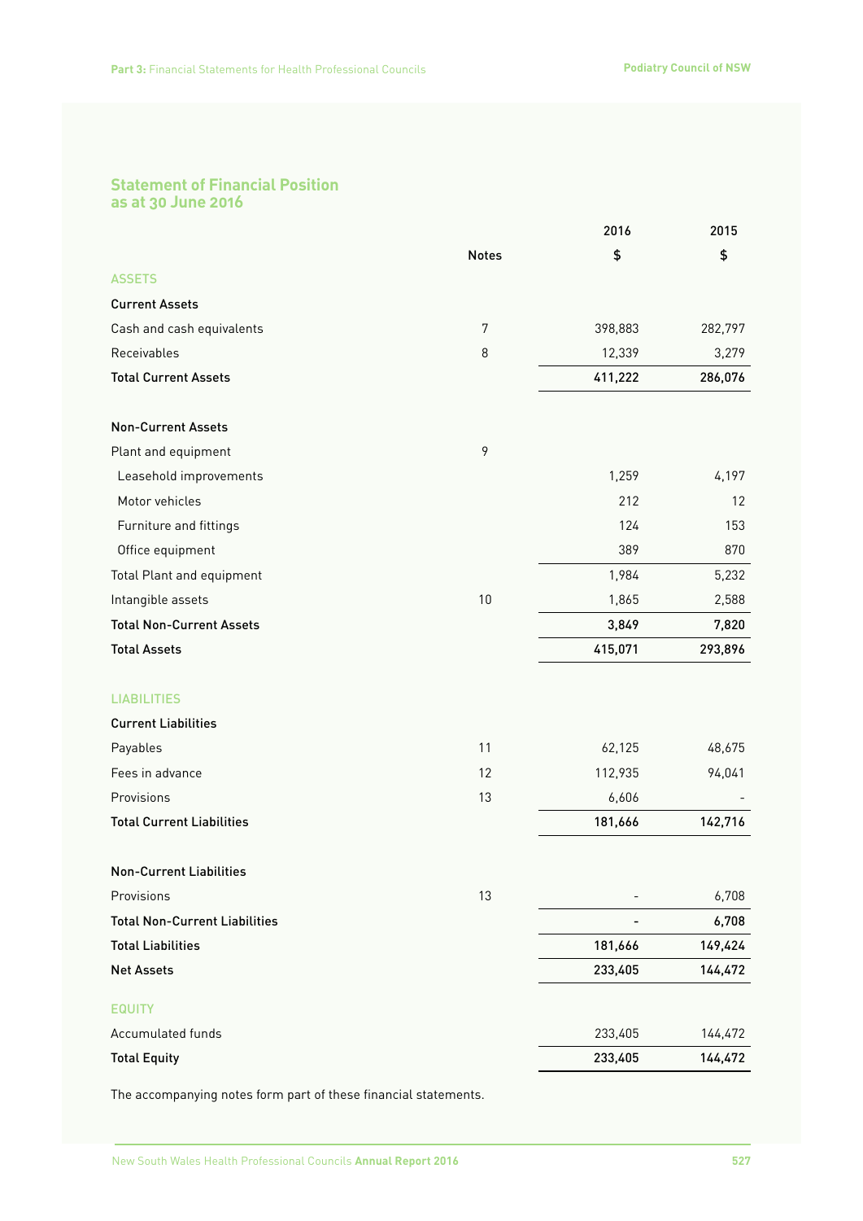## Statement of Financial Position as at 30 June 2016

| | Notes | 2016 $ | 2015 $ |
|---|---|---|---|
| **ASSETS** | | | |
| **Current Assets** | | | |
| Cash and cash equivalents | 7 | 398,883 | 282,797 |
| Receivables | 8 | 12,339 | 3,279 |
| **Total Current Assets** | | **411,222** | **286,076** |
| | | | |
| **Non-Current Assets** | | | |
| Plant and equipment | 9 | | |
| Leasehold improvements | | 1,259 | 4,197 |
| Motor vehicles | | 212 | 12 |
| Furniture and fittings | | 124 | 153 |
| Office equipment | | 389 | 870 |
| Total Plant and equipment | | 1,984 | 5,232 |
| Intangible assets | 10 | 1,865 | 2,588 |
| **Total Non-Current Assets** | | **3,849** | **7,820** |
| **Total Assets** | | **415,071** | **293,896** |
| | | | |
| **LIABILITIES** | | | |
| **Current Liabilities** | | | |
| Payables | 11 | 62,125 | 48,675 |
| Fees in advance | 12 | 112,935 | 94,041 |
| Provisions | 13 | 6,606 | - |
| **Total Current Liabilities** | | **181,666** | **142,716** |
| | | | |
| **Non-Current Liabilities** | | | |
| Provisions | 13 | - | 6,708 |
| **Total Non-Current Liabilities** | | **-** | **6,708** |
| **Total Liabilities** | | **181,666** | **149,424** |
| **Net Assets** | | **233,405** | **144,472** |
| | | | |
| **EQUITY** | | | |
| Accumulated funds | | 233,405 | 144,472 |
| **Total Equity** | | **233,405** | **144,472** |

The accompanying notes form part of these financial statements.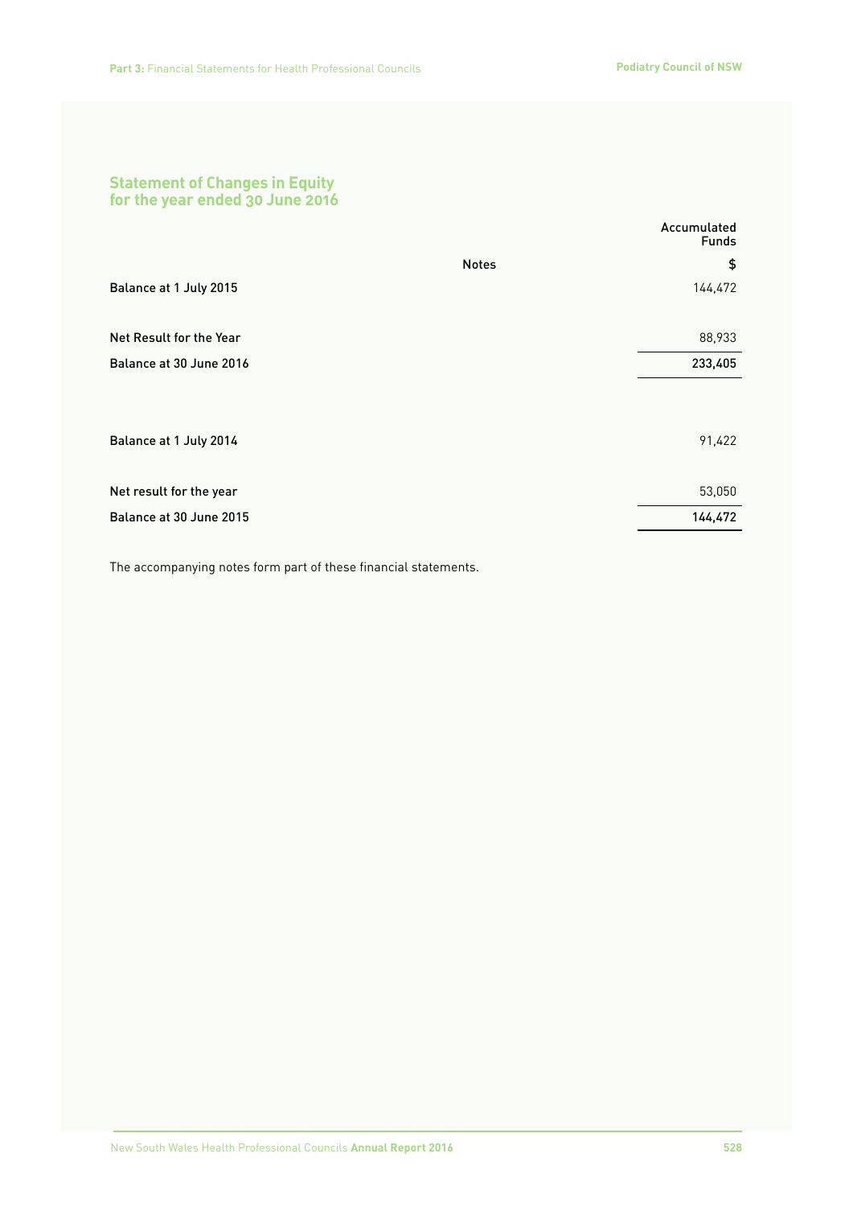## Statement of Changes in Equity for the year ended 30 June 2016

| | Notes | Accumulated Funds |
|---|---|---|
| | | $ |
| Balance at 1 July 2015 | | 144,472 |
| Net Result for the Year | | 88,933 |
| Balance at 30 June 2016 | | **233,405** |
| Balance at 1 July 2014 | | 91,422 |
| Net result for the year | | 53,050 |
| Balance at 30 June 2015 | | **144,472** |

The accompanying notes form part of these financial statements.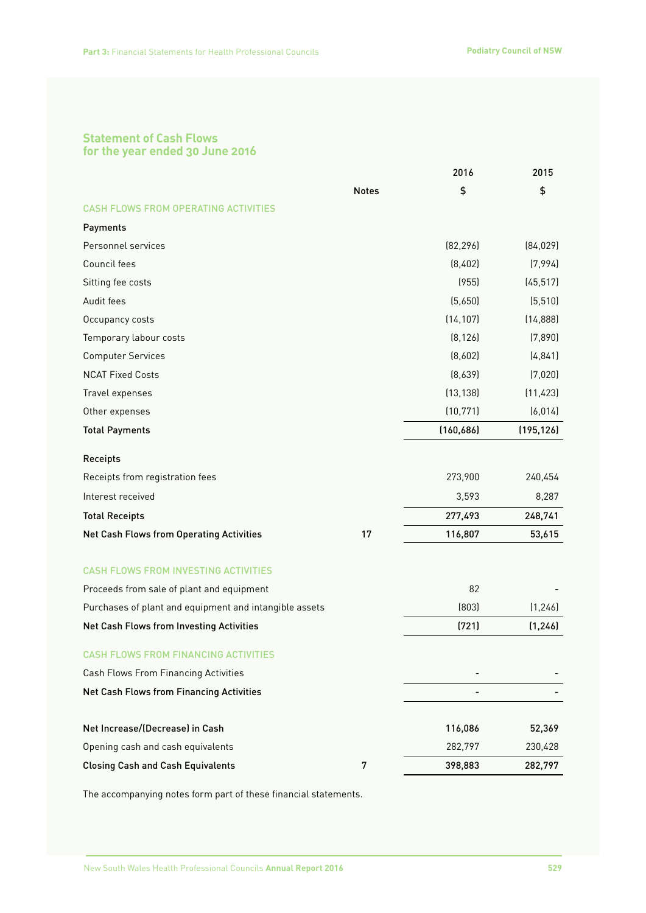## Statement of Cash Flows
## for the year ended 30 June 2016

| | Notes | 2016 | 2015 |
|---|---|---|---|
| | | $ | $ |
| **CASH FLOWS FROM OPERATING ACTIVITIES** | | | |
| **Payments** | | | |
| Personnel services | | (82,296) | (84,029) |
| Council fees | | (8,402) | (7,994) |
| Sitting fee costs | | (955) | (45,517) |
| Audit fees | | (5,650) | (5,510) |
| Occupancy costs | | (14,107) | (14,888) |
| Temporary labour costs | | (8,126) | (7,890) |
| Computer Services | | (8,602) | (4,841) |
| NCAT Fixed Costs | | (8,639) | (7,020) |
| Travel expenses | | (13,138) | (11,423) |
| Other expenses | | (10,771) | (6,014) |
| **Total Payments** | | **(160,686)** | **(195,126)** |
| **Receipts** | | | |
| Receipts from registration fees | | 273,900 | 240,454 |
| Interest received | | 3,593 | 8,287 |
| **Total Receipts** | | **277,493** | **248,741** |
| **Net Cash Flows from Operating Activities** | **17** | **116,807** | **53,615** |
| **CASH FLOWS FROM INVESTING ACTIVITIES** | | | |
| Proceeds from sale of plant and equipment | | 82 | - |
| Purchases of plant and equipment and intangible assets | | (803) | (1,246) |
| **Net Cash Flows from Investing Activities** | | **(721)** | **(1,246)** |
| **CASH FLOWS FROM FINANCING ACTIVITIES** | | | |
| Cash Flows From Financing Activities | | - | - |
| **Net Cash Flows from Financing Activities** | | **-** | **-** |
| **Net Increase/(Decrease) in Cash** | | **116,086** | **52,369** |
| Opening cash and cash equivalents | | 282,797 | 230,428 |
| **Closing Cash and Cash Equivalents** | **7** | **398,883** | **282,797** |

The accompanying notes form part of these financial statements.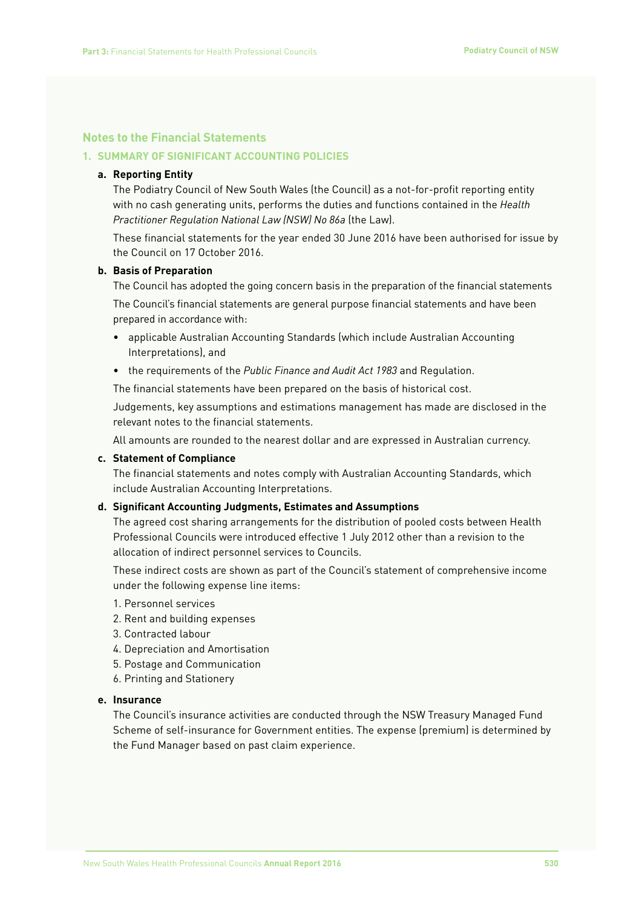## Notes to the Financial Statements

### 1. SUMMARY OF SIGNIFICANT ACCOUNTING POLICIES

**a. Reporting Entity**

The Podiatry Council of New South Wales (the Council) as a not-for-profit reporting entity with no cash generating units, performs the duties and functions contained in the *Health Practitioner Regulation National Law (NSW) No 86a* (the Law).

These financial statements for the year ended 30 June 2016 have been authorised for issue by the Council on 17 October 2016.

**b. Basis of Preparation**

The Council has adopted the going concern basis in the preparation of the financial statements

The Council's financial statements are general purpose financial statements and have been prepared in accordance with:

- applicable Australian Accounting Standards (which include Australian Accounting Interpretations), and
- the requirements of the *Public Finance and Audit Act 1983* and Regulation.

The financial statements have been prepared on the basis of historical cost.

Judgements, key assumptions and estimations management has made are disclosed in the relevant notes to the financial statements.

All amounts are rounded to the nearest dollar and are expressed in Australian currency.

**c. Statement of Compliance**

The financial statements and notes comply with Australian Accounting Standards, which include Australian Accounting Interpretations.

**d. Significant Accounting Judgments, Estimates and Assumptions**

The agreed cost sharing arrangements for the distribution of pooled costs between Health Professional Councils were introduced effective 1 July 2012 other than a revision to the allocation of indirect personnel services to Councils.

These indirect costs are shown as part of the Council's statement of comprehensive income under the following expense line items:

1. Personnel services
2. Rent and building expenses
3. Contracted labour
4. Depreciation and Amortisation
5. Postage and Communication
6. Printing and Stationery

**e. Insurance**

The Council's insurance activities are conducted through the NSW Treasury Managed Fund Scheme of self-insurance for Government entities. The expense (premium) is determined by the Fund Manager based on past claim experience.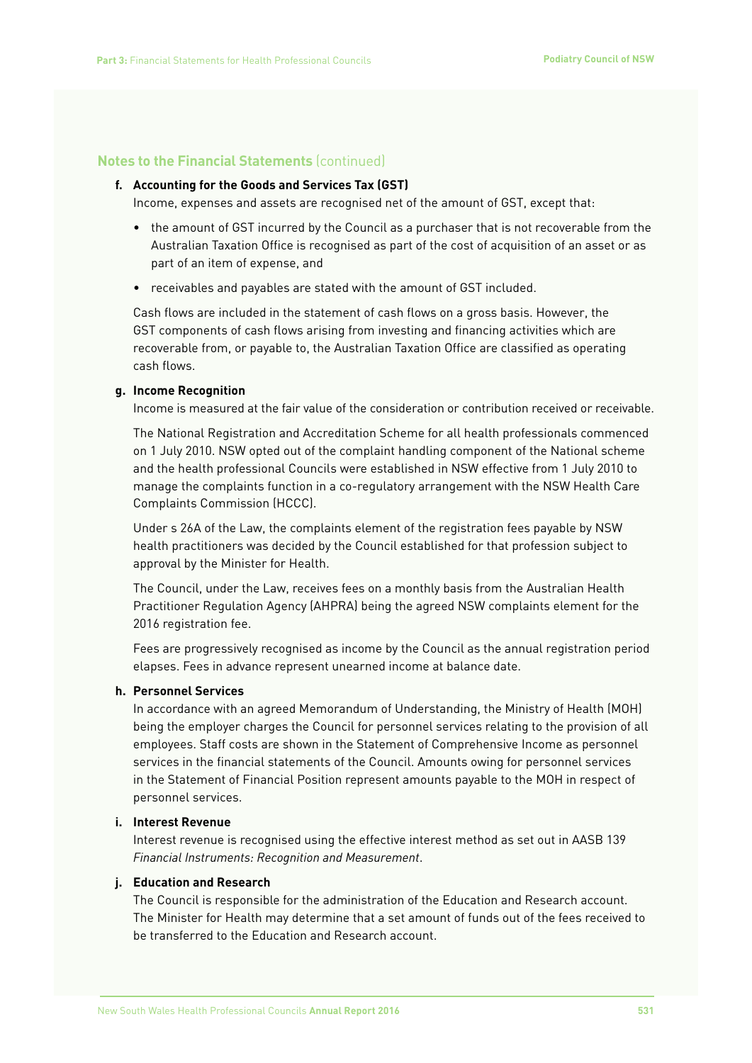## Notes to the Financial Statements (continued)

**f. Accounting for the Goods and Services Tax (GST)**

Income, expenses and assets are recognised net of the amount of GST, except that:

- the amount of GST incurred by the Council as a purchaser that is not recoverable from the Australian Taxation Office is recognised as part of the cost of acquisition of an asset or as part of an item of expense, and
- receivables and payables are stated with the amount of GST included.

Cash flows are included in the statement of cash flows on a gross basis. However, the GST components of cash flows arising from investing and financing activities which are recoverable from, or payable to, the Australian Taxation Office are classified as operating cash flows.

**g. Income Recognition**

Income is measured at the fair value of the consideration or contribution received or receivable.

The National Registration and Accreditation Scheme for all health professionals commenced on 1 July 2010. NSW opted out of the complaint handling component of the National scheme and the health professional Councils were established in NSW effective from 1 July 2010 to manage the complaints function in a co-regulatory arrangement with the NSW Health Care Complaints Commission (HCCC).

Under s 26A of the Law, the complaints element of the registration fees payable by NSW health practitioners was decided by the Council established for that profession subject to approval by the Minister for Health.

The Council, under the Law, receives fees on a monthly basis from the Australian Health Practitioner Regulation Agency (AHPRA) being the agreed NSW complaints element for the 2016 registration fee.

Fees are progressively recognised as income by the Council as the annual registration period elapses. Fees in advance represent unearned income at balance date.

**h. Personnel Services**

In accordance with an agreed Memorandum of Understanding, the Ministry of Health (MOH) being the employer charges the Council for personnel services relating to the provision of all employees. Staff costs are shown in the Statement of Comprehensive Income as personnel services in the financial statements of the Council. Amounts owing for personnel services in the Statement of Financial Position represent amounts payable to the MOH in respect of personnel services.

**i. Interest Revenue**

Interest revenue is recognised using the effective interest method as set out in AASB 139 *Financial Instruments: Recognition and Measurement*.

**j. Education and Research**

The Council is responsible for the administration of the Education and Research account. The Minister for Health may determine that a set amount of funds out of the fees received to be transferred to the Education and Research account.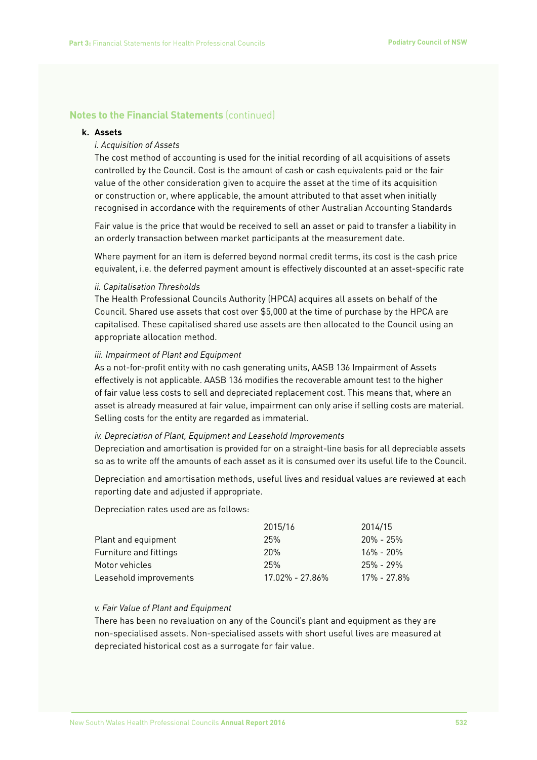## Notes to the Financial Statements (continued)

**k. Assets**

*i. Acquisition of Assets*

The cost method of accounting is used for the initial recording of all acquisitions of assets controlled by the Council. Cost is the amount of cash or cash equivalents paid or the fair value of the other consideration given to acquire the asset at the time of its acquisition or construction or, where applicable, the amount attributed to that asset when initially recognised in accordance with the requirements of other Australian Accounting Standards

Fair value is the price that would be received to sell an asset or paid to transfer a liability in an orderly transaction between market participants at the measurement date.

Where payment for an item is deferred beyond normal credit terms, its cost is the cash price equivalent, i.e. the deferred payment amount is effectively discounted at an asset-specific rate

*ii. Capitalisation Thresholds*

The Health Professional Councils Authority (HPCA) acquires all assets on behalf of the Council. Shared use assets that cost over $5,000 at the time of purchase by the HPCA are capitalised. These capitalised shared use assets are then allocated to the Council using an appropriate allocation method.

*iii. Impairment of Plant and Equipment*

As a not-for-profit entity with no cash generating units, AASB 136 Impairment of Assets effectively is not applicable. AASB 136 modifies the recoverable amount test to the higher of fair value less costs to sell and depreciated replacement cost. This means that, where an asset is already measured at fair value, impairment can only arise if selling costs are material. Selling costs for the entity are regarded as immaterial.

*iv. Depreciation of Plant, Equipment and Leasehold Improvements*

Depreciation and amortisation is provided for on a straight-line basis for all depreciable assets so as to write off the amounts of each asset as it is consumed over its useful life to the Council.

Depreciation and amortisation methods, useful lives and residual values are reviewed at each reporting date and adjusted if appropriate.

Depreciation rates used are as follows:

| | 2015/16 | 2014/15 |
|---|---|---|
| Plant and equipment | 25% | 20% - 25% |
| Furniture and fittings | 20% | 16% - 20% |
| Motor vehicles | 25% | 25% - 29% |
| Leasehold improvements | 17.02% - 27.86% | 17% - 27.8% |

*v. Fair Value of Plant and Equipment*

There has been no revaluation on any of the Council's plant and equipment as they are non-specialised assets. Non-specialised assets with short useful lives are measured at depreciated historical cost as a surrogate for fair value.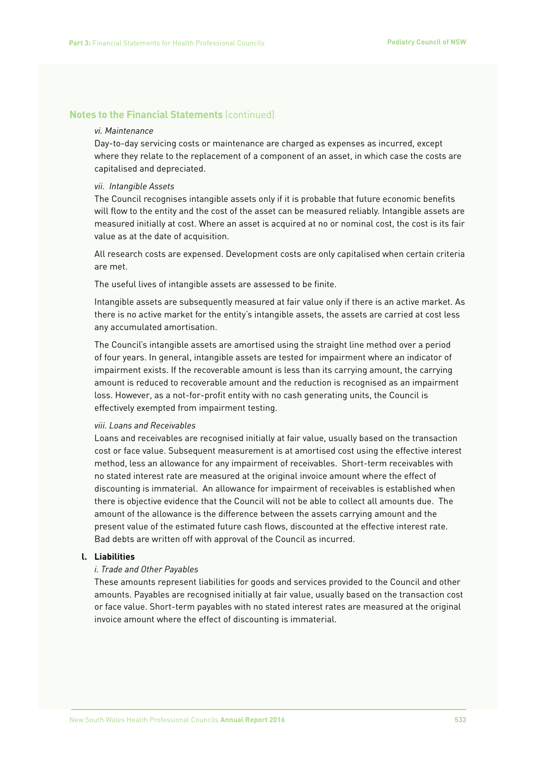## Notes to the Financial Statements (continued)

*vi. Maintenance*

Day-to-day servicing costs or maintenance are charged as expenses as incurred, except where they relate to the replacement of a component of an asset, in which case the costs are capitalised and depreciated.

*vii. Intangible Assets*

The Council recognises intangible assets only if it is probable that future economic benefits will flow to the entity and the cost of the asset can be measured reliably. Intangible assets are measured initially at cost. Where an asset is acquired at no or nominal cost, the cost is its fair value as at the date of acquisition.

All research costs are expensed. Development costs are only capitalised when certain criteria are met.

The useful lives of intangible assets are assessed to be finite.

Intangible assets are subsequently measured at fair value only if there is an active market. As there is no active market for the entity's intangible assets, the assets are carried at cost less any accumulated amortisation.

The Council's intangible assets are amortised using the straight line method over a period of four years. In general, intangible assets are tested for impairment where an indicator of impairment exists. If the recoverable amount is less than its carrying amount, the carrying amount is reduced to recoverable amount and the reduction is recognised as an impairment loss. However, as a not-for-profit entity with no cash generating units, the Council is effectively exempted from impairment testing.

*viii. Loans and Receivables*

Loans and receivables are recognised initially at fair value, usually based on the transaction cost or face value. Subsequent measurement is at amortised cost using the effective interest method, less an allowance for any impairment of receivables. Short-term receivables with no stated interest rate are measured at the original invoice amount where the effect of discounting is immaterial. An allowance for impairment of receivables is established when there is objective evidence that the Council will not be able to collect all amounts due. The amount of the allowance is the difference between the assets carrying amount and the present value of the estimated future cash flows, discounted at the effective interest rate. Bad debts are written off with approval of the Council as incurred.

**l. Liabilities**

*i. Trade and Other Payables*

These amounts represent liabilities for goods and services provided to the Council and other amounts. Payables are recognised initially at fair value, usually based on the transaction cost or face value. Short-term payables with no stated interest rates are measured at the original invoice amount where the effect of discounting is immaterial.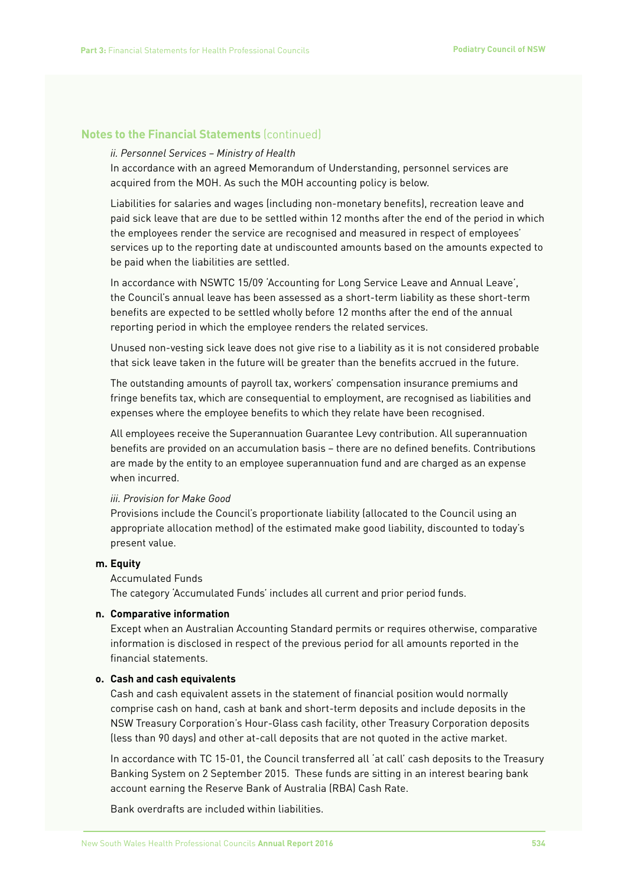## Notes to the Financial Statements (continued)

*ii. Personnel Services – Ministry of Health*

In accordance with an agreed Memorandum of Understanding, personnel services are acquired from the MOH. As such the MOH accounting policy is below.

Liabilities for salaries and wages (including non-monetary benefits), recreation leave and paid sick leave that are due to be settled within 12 months after the end of the period in which the employees render the service are recognised and measured in respect of employees' services up to the reporting date at undiscounted amounts based on the amounts expected to be paid when the liabilities are settled.

In accordance with NSWTC 15/09 'Accounting for Long Service Leave and Annual Leave', the Council's annual leave has been assessed as a short-term liability as these short-term benefits are expected to be settled wholly before 12 months after the end of the annual reporting period in which the employee renders the related services.

Unused non-vesting sick leave does not give rise to a liability as it is not considered probable that sick leave taken in the future will be greater than the benefits accrued in the future.

The outstanding amounts of payroll tax, workers' compensation insurance premiums and fringe benefits tax, which are consequential to employment, are recognised as liabilities and expenses where the employee benefits to which they relate have been recognised.

All employees receive the Superannuation Guarantee Levy contribution. All superannuation benefits are provided on an accumulation basis – there are no defined benefits. Contributions are made by the entity to an employee superannuation fund and are charged as an expense when incurred.

*iii. Provision for Make Good*

Provisions include the Council's proportionate liability (allocated to the Council using an appropriate allocation method) of the estimated make good liability, discounted to today's present value.

**m. Equity**

Accumulated Funds

The category 'Accumulated Funds' includes all current and prior period funds.

**n. Comparative information**

Except when an Australian Accounting Standard permits or requires otherwise, comparative information is disclosed in respect of the previous period for all amounts reported in the financial statements.

**o. Cash and cash equivalents**

Cash and cash equivalent assets in the statement of financial position would normally comprise cash on hand, cash at bank and short-term deposits and include deposits in the NSW Treasury Corporation's Hour-Glass cash facility, other Treasury Corporation deposits (less than 90 days) and other at-call deposits that are not quoted in the active market.

In accordance with TC 15-01, the Council transferred all 'at call' cash deposits to the Treasury Banking System on 2 September 2015. These funds are sitting in an interest bearing bank account earning the Reserve Bank of Australia (RBA) Cash Rate.

Bank overdrafts are included within liabilities.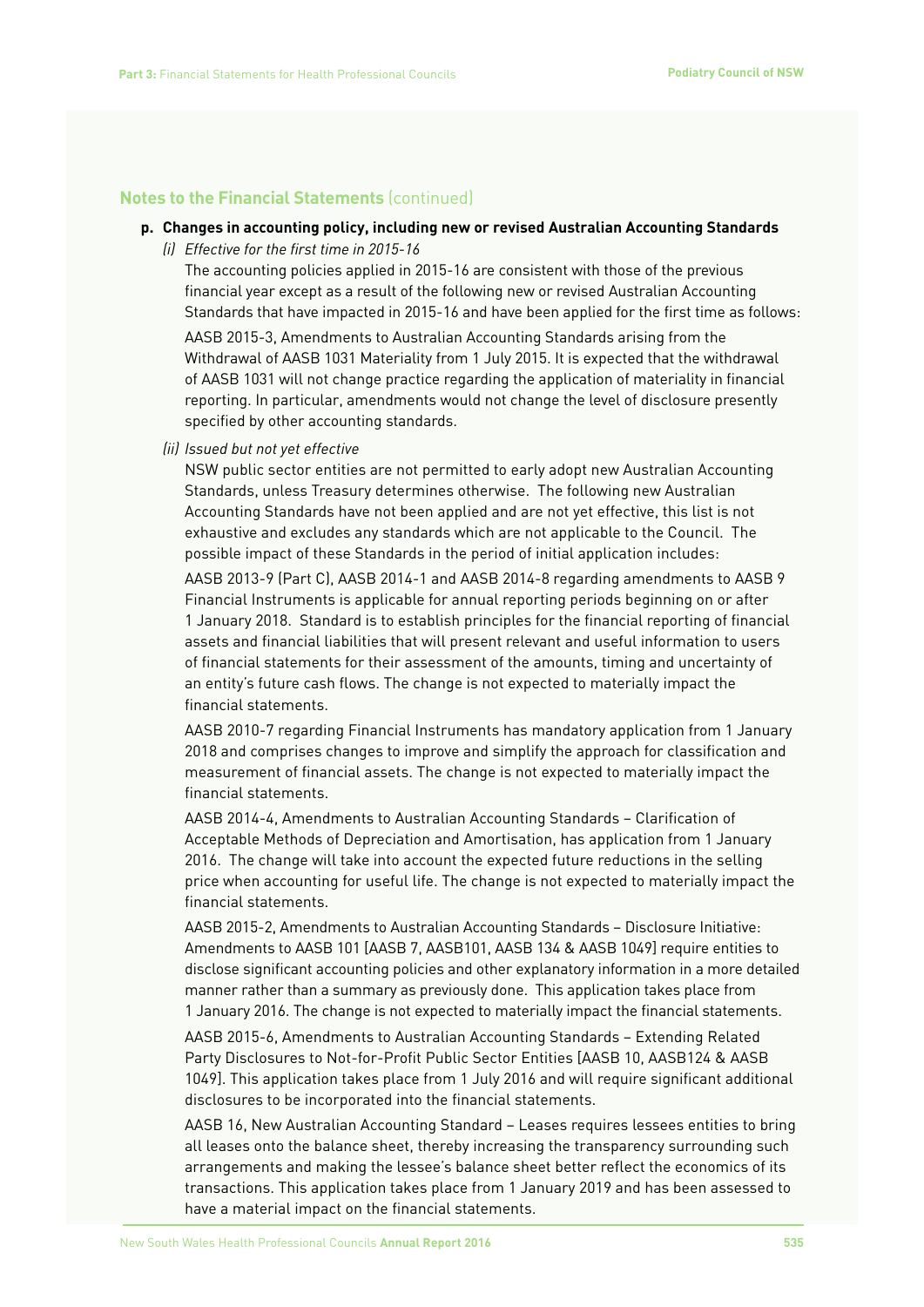## Notes to the Financial Statements (continued)

**p. Changes in accounting policy, including new or revised Australian Accounting Standards**

*(i) Effective for the first time in 2015-16*

The accounting policies applied in 2015-16 are consistent with those of the previous financial year except as a result of the following new or revised Australian Accounting Standards that have impacted in 2015-16 and have been applied for the first time as follows:

AASB 2015-3, Amendments to Australian Accounting Standards arising from the Withdrawal of AASB 1031 Materiality from 1 July 2015. It is expected that the withdrawal of AASB 1031 will not change practice regarding the application of materiality in financial reporting. In particular, amendments would not change the level of disclosure presently specified by other accounting standards.

*(ii) Issued but not yet effective*

NSW public sector entities are not permitted to early adopt new Australian Accounting Standards, unless Treasury determines otherwise. The following new Australian Accounting Standards have not been applied and are not yet effective, this list is not exhaustive and excludes any standards which are not applicable to the Council. The possible impact of these Standards in the period of initial application includes:

AASB 2013-9 (Part C), AASB 2014-1 and AASB 2014-8 regarding amendments to AASB 9 Financial Instruments is applicable for annual reporting periods beginning on or after 1 January 2018. Standard is to establish principles for the financial reporting of financial assets and financial liabilities that will present relevant and useful information to users of financial statements for their assessment of the amounts, timing and uncertainty of an entity's future cash flows. The change is not expected to materially impact the financial statements.

AASB 2010-7 regarding Financial Instruments has mandatory application from 1 January 2018 and comprises changes to improve and simplify the approach for classification and measurement of financial assets. The change is not expected to materially impact the financial statements.

AASB 2014-4, Amendments to Australian Accounting Standards – Clarification of Acceptable Methods of Depreciation and Amortisation, has application from 1 January 2016. The change will take into account the expected future reductions in the selling price when accounting for useful life. The change is not expected to materially impact the financial statements.

AASB 2015-2, Amendments to Australian Accounting Standards – Disclosure Initiative: Amendments to AASB 101 [AASB 7, AASB101, AASB 134 & AASB 1049] require entities to disclose significant accounting policies and other explanatory information in a more detailed manner rather than a summary as previously done. This application takes place from 1 January 2016. The change is not expected to materially impact the financial statements.

AASB 2015-6, Amendments to Australian Accounting Standards – Extending Related Party Disclosures to Not-for-Profit Public Sector Entities [AASB 10, AASB124 & AASB 1049]. This application takes place from 1 July 2016 and will require significant additional disclosures to be incorporated into the financial statements.

AASB 16, New Australian Accounting Standard – Leases requires lessees entities to bring all leases onto the balance sheet, thereby increasing the transparency surrounding such arrangements and making the lessee's balance sheet better reflect the economics of its transactions. This application takes place from 1 January 2019 and has been assessed to have a material impact on the financial statements.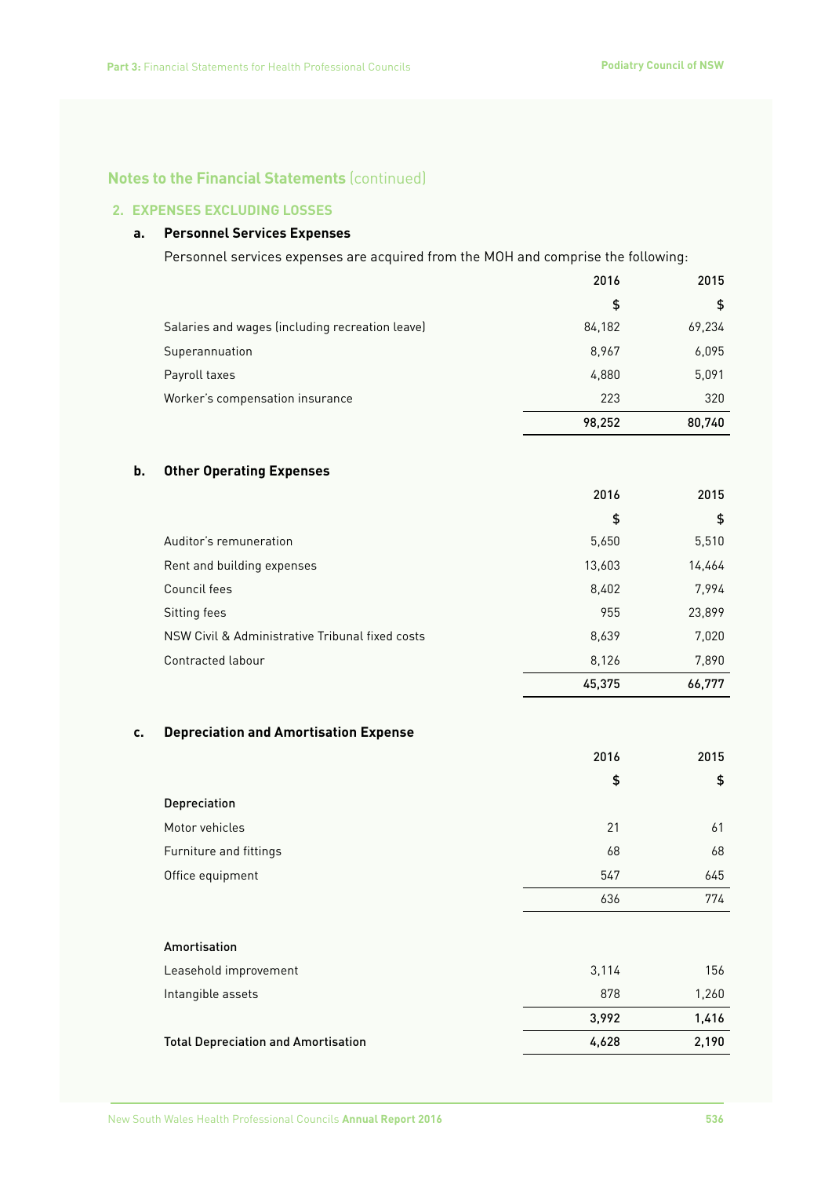## Notes to the Financial Statements (continued)

### 2. EXPENSES EXCLUDING LOSSES

#### a. Personnel Services Expenses

Personnel services expenses are acquired from the MOH and comprise the following:

| | 2016 | 2015 |
|---|---|---|
| | $ | $ |
| Salaries and wages (including recreation leave) | 84,182 | 69,234 |
| Superannuation | 8,967 | 6,095 |
| Payroll taxes | 4,880 | 5,091 |
| Worker's compensation insurance | 223 | 320 |
| | **98,252** | **80,740** |

#### b. Other Operating Expenses

| | 2016 | 2015 |
|---|---|---|
| | $ | $ |
| Auditor's remuneration | 5,650 | 5,510 |
| Rent and building expenses | 13,603 | 14,464 |
| Council fees | 8,402 | 7,994 |
| Sitting fees | 955 | 23,899 |
| NSW Civil & Administrative Tribunal fixed costs | 8,639 | 7,020 |
| Contracted labour | 8,126 | 7,890 |
| | **45,375** | **66,777** |

#### c. Depreciation and Amortisation Expense

| | 2016 | 2015 |
|---|---|---|
| | $ | $ |
| Depreciation | | |
| Motor vehicles | 21 | 61 |
| Furniture and fittings | 68 | 68 |
| Office equipment | 547 | 645 |
| | 636 | 774 |
| Amortisation | | |
| Leasehold improvement | 3,114 | 156 |
| Intangible assets | 878 | 1,260 |
| | **3,992** | **1,416** |
| **Total Depreciation and Amortisation** | **4,628** | **2,190** |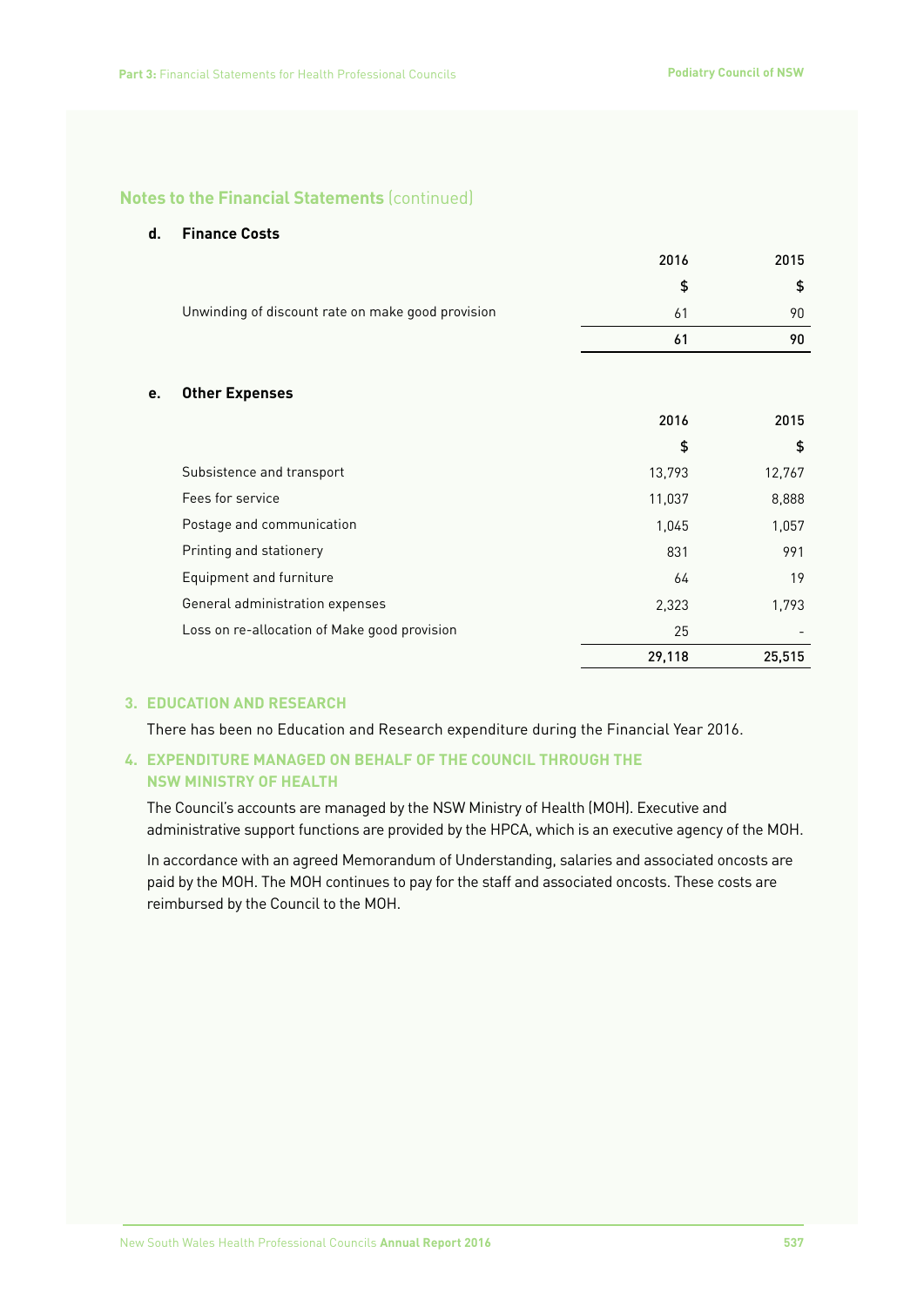## Notes to the Financial Statements (continued)

**d. Finance Costs**

| | 2016 | 2015 |
|---|---|---|
| | $ | $ |
| Unwinding of discount rate on make good provision | 61 | 90 |
| | **61** | **90** |

**e. Other Expenses**

| | 2016 | 2015 |
|---|---|---|
| | $ | $ |
| Subsistence and transport | 13,793 | 12,767 |
| Fees for service | 11,037 | 8,888 |
| Postage and communication | 1,045 | 1,057 |
| Printing and stationery | 831 | 991 |
| Equipment and furniture | 64 | 19 |
| General administration expenses | 2,323 | 1,793 |
| Loss on re-allocation of Make good provision | 25 | - |
| | **29,118** | **25,515** |

### 3. EDUCATION AND RESEARCH

There has been no Education and Research expenditure during the Financial Year 2016.

### 4. EXPENDITURE MANAGED ON BEHALF OF THE COUNCIL THROUGH THE NSW MINISTRY OF HEALTH

The Council's accounts are managed by the NSW Ministry of Health (MOH). Executive and administrative support functions are provided by the HPCA, which is an executive agency of the MOH.

In accordance with an agreed Memorandum of Understanding, salaries and associated oncosts are paid by the MOH. The MOH continues to pay for the staff and associated oncosts. These costs are reimbursed by the Council to the MOH.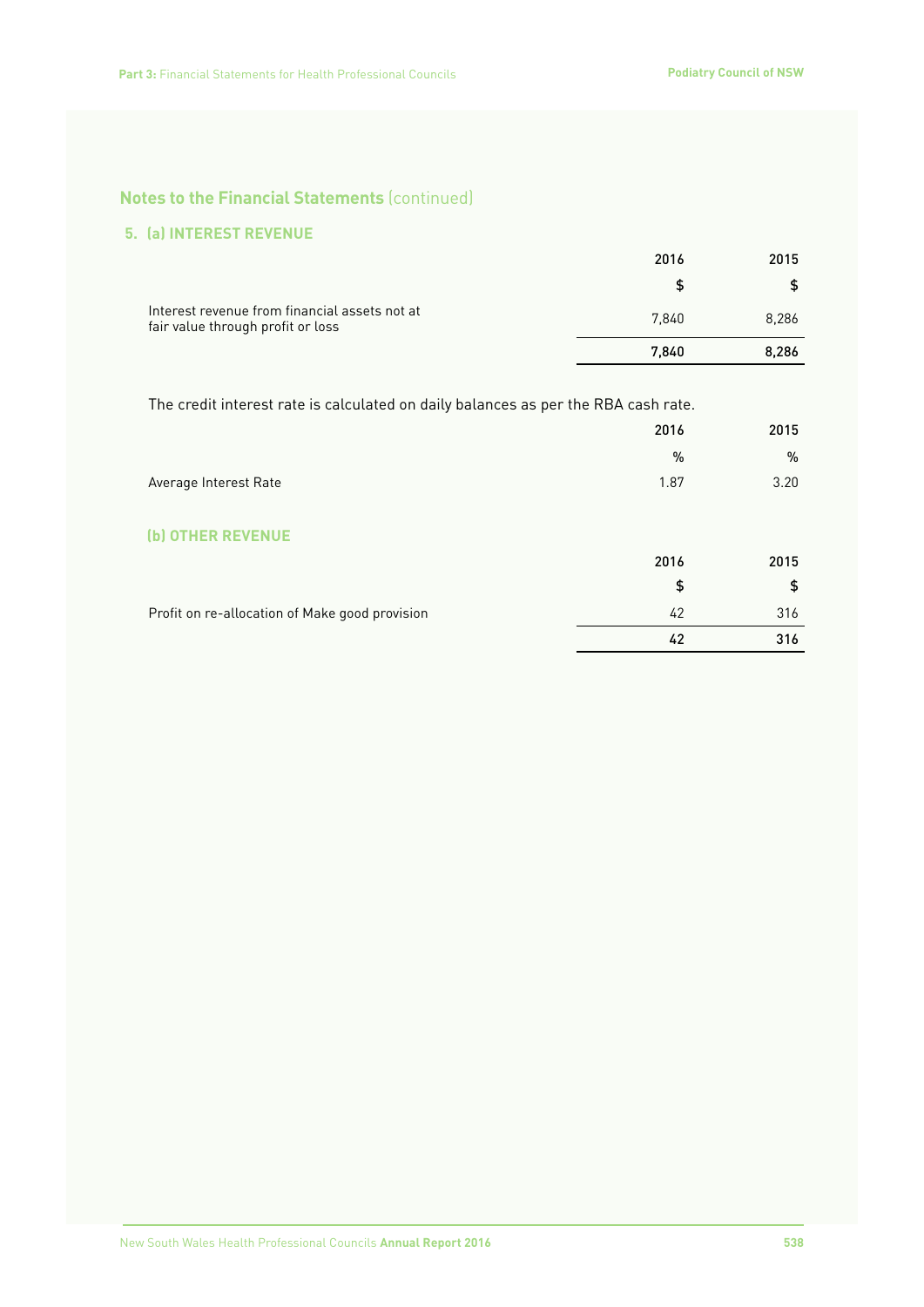## Notes to the Financial Statements (continued)

### 5. (a) INTEREST REVENUE

| | 2016 | 2015 |
|---|---|---|
| | $ | $ |
| Interest revenue from financial assets not at fair value through profit or loss | 7,840 | 8,286 |
| | **7,840** | **8,286** |

The credit interest rate is calculated on daily balances as per the RBA cash rate.

| | 2016 | 2015 |
|---|---|---|
| | % | % |
| Average Interest Rate | 1.87 | 3.20 |

### (b) OTHER REVENUE

| | 2016 | 2015 |
|---|---|---|
| | $ | $ |
| Profit on re-allocation of Make good provision | 42 | 316 |
| | **42** | **316** |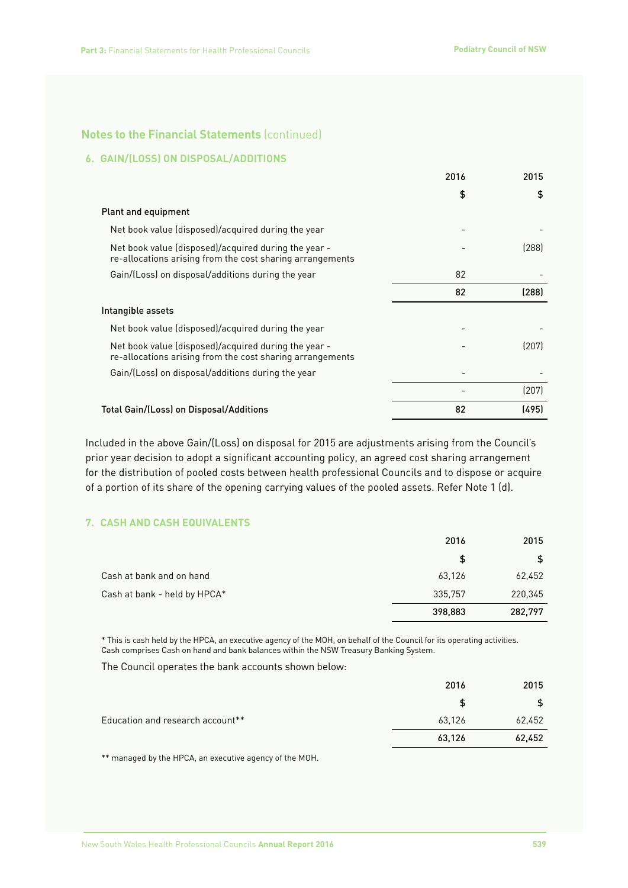## Notes to the Financial Statements (continued)

### 6. GAIN/(LOSS) ON DISPOSAL/ADDITIONS

| | 2016 | 2015 |
|---|---|---|
| | $ | $ |
| **Plant and equipment** | | |
| Net book value (disposed)/acquired during the year | - | - |
| Net book value (disposed)/acquired during the year - re-allocations arising from the cost sharing arrangements | - | (288) |
| Gain/(Loss) on disposal/additions during the year | 82 | - |
| | 82 | (288) |
| **Intangible assets** | | |
| Net book value (disposed)/acquired during the year | - | - |
| Net book value (disposed)/acquired during the year - re-allocations arising from the cost sharing arrangements | - | (207) |
| Gain/(Loss) on disposal/additions during the year | - | - |
| | - | (207) |
| **Total Gain/(Loss) on Disposal/Additions** | **82** | **(495)** |

Included in the above Gain/(Loss) on disposal for 2015 are adjustments arising from the Council's prior year decision to adopt a significant accounting policy, an agreed cost sharing arrangement for the distribution of pooled costs between health professional Councils and to dispose or acquire of a portion of its share of the opening carrying values of the pooled assets. Refer Note 1 (d).

### 7. CASH AND CASH EQUIVALENTS

| | 2016 | 2015 |
|---|---|---|
| | $ | $ |
| Cash at bank and on hand | 63,126 | 62,452 |
| Cash at bank - held by HPCA* | 335,757 | 220,345 |
| | **398,883** | **282,797** |

* This is cash held by the HPCA, an executive agency of the MOH, on behalf of the Council for its operating activities. Cash comprises Cash on hand and bank balances within the NSW Treasury Banking System.

The Council operates the bank accounts shown below:

| | 2016 | 2015 |
|---|---|---|
| | $ | $ |
| Education and research account** | 63,126 | 62,452 |
| | **63,126** | **62,452** |

** managed by the HPCA, an executive agency of the MOH.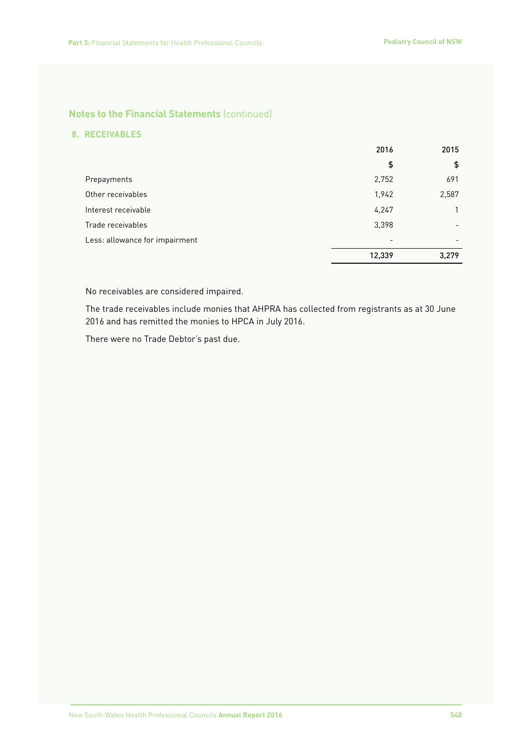## Notes to the Financial Statements (continued)

### 8. RECEIVABLES

| | 2016 | 2015 |
|---|---|---|
| | $ | $ |
| Prepayments | 2,752 | 691 |
| Other receivables | 1,942 | 2,587 |
| Interest receivable | 4,247 | 1 |
| Trade receivables | 3,398 | - |
| Less: allowance for impairment | - | - |
| | **12,339** | **3,279** |

No receivables are considered impaired.

The trade receivables include monies that AHPRA has collected from registrants as at 30 June 2016 and has remitted the monies to HPCA in July 2016.

There were no Trade Debtor's past due.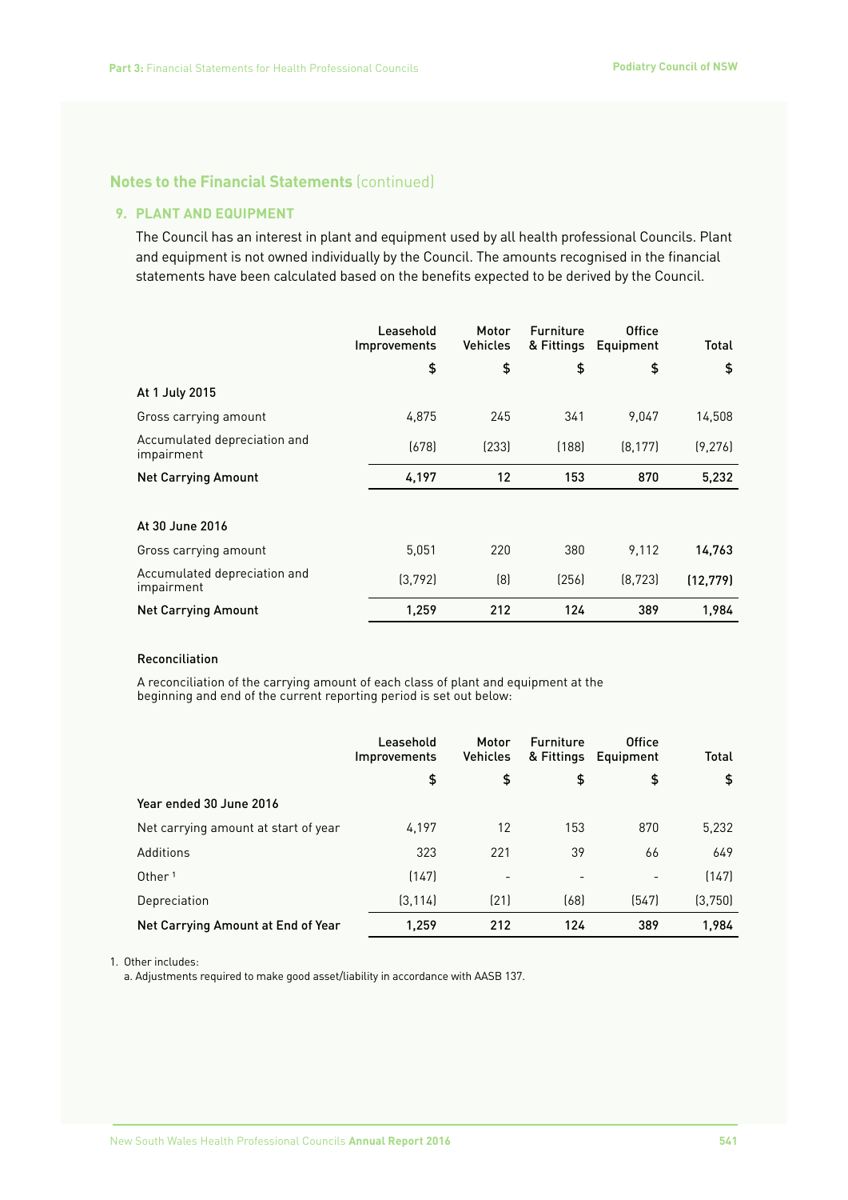## Notes to the Financial Statements (continued)

### 9. PLANT AND EQUIPMENT

The Council has an interest in plant and equipment used by all health professional Councils. Plant and equipment is not owned individually by the Council. The amounts recognised in the financial statements have been calculated based on the benefits expected to be derived by the Council.

| | Leasehold Improvements | Motor Vehicles | Furniture & Fittings | Office Equipment | Total |
|---|---|---|---|---|---|
| | $ | $ | $ | $ | $ |
| **At 1 July 2015** | | | | | |
| Gross carrying amount | 4,875 | 245 | 341 | 9,047 | 14,508 |
| Accumulated depreciation and impairment | (678) | (233) | (188) | (8,177) | (9,276) |
| **Net Carrying Amount** | **4,197** | **12** | **153** | **870** | **5,232** |
| **At 30 June 2016** | | | | | |
| Gross carrying amount | 5,051 | 220 | 380 | 9,112 | **14,763** |
| Accumulated depreciation and impairment | (3,792) | (8) | (256) | (8,723) | **(12,779)** |
| **Net Carrying Amount** | **1,259** | **212** | **124** | **389** | **1,984** |

#### Reconciliation

A reconciliation of the carrying amount of each class of plant and equipment at the beginning and end of the current reporting period is set out below:

| | Leasehold Improvements | Motor Vehicles | Furniture & Fittings | Office Equipment | Total |
|---|---|---|---|---|---|
| | $ | $ | $ | $ | $ |
| **Year ended 30 June 2016** | | | | | |
| Net carrying amount at start of year | 4,197 | 12 | 153 | 870 | 5,232 |
| Additions | 323 | 221 | 39 | 66 | 649 |
| Other [1] | (147) | - | - | - | (147) |
| Depreciation | (3,114) | (21) | (68) | (547) | (3,750) |
| **Net Carrying Amount at End of Year** | **1,259** | **212** | **124** | **389** | **1,984** |

1. Other includes:
   a. Adjustments required to make good asset/liability in accordance with AASB 137.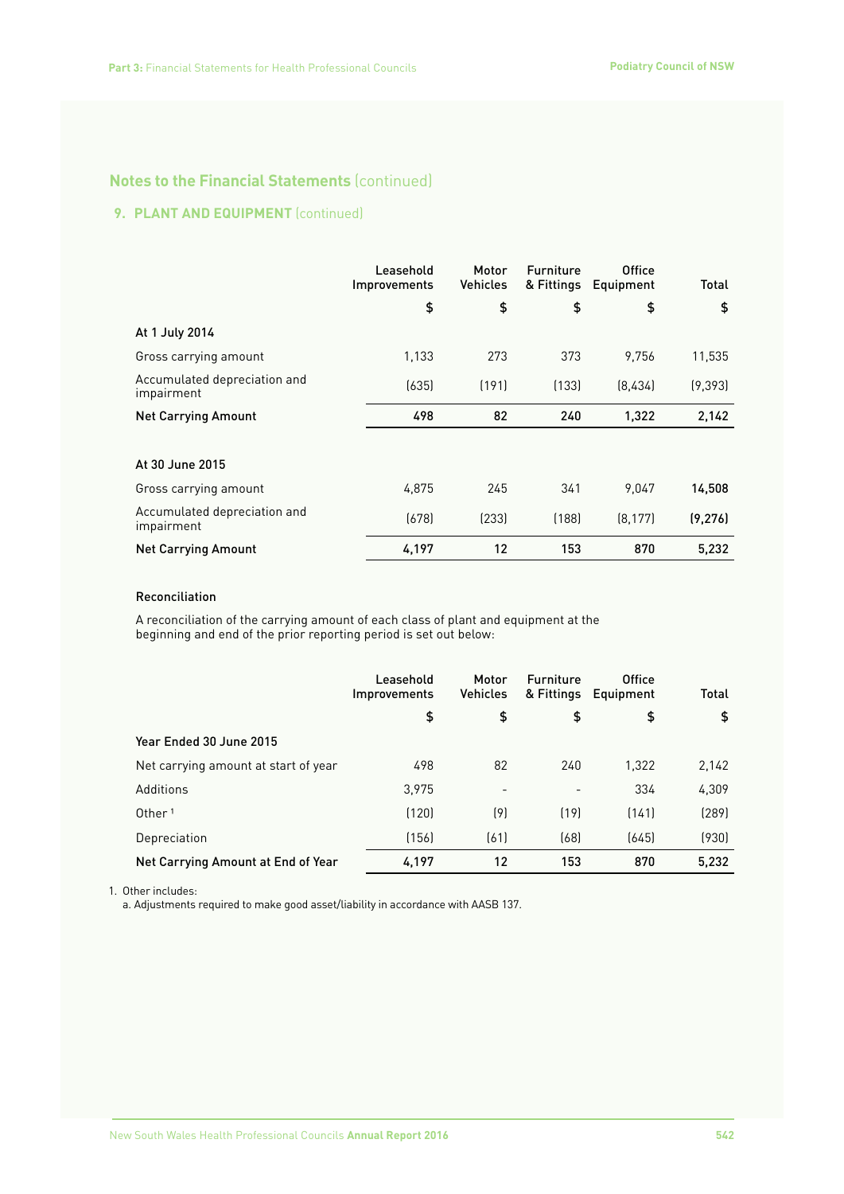## Notes to the Financial Statements (continued)

### 9. PLANT AND EQUIPMENT (continued)

| | Leasehold Improvements | Motor Vehicles | Furniture & Fittings | Office Equipment | Total |
|---|---|---|---|---|---|
| | $ | $ | $ | $ | $ |
| **At 1 July 2014** | | | | | |
| Gross carrying amount | 1,133 | 273 | 373 | 9,756 | 11,535 |
| Accumulated depreciation and impairment | (635) | (191) | (133) | (8,434) | (9,393) |
| **Net Carrying Amount** | **498** | **82** | **240** | **1,322** | **2,142** |
| | | | | | |
| **At 30 June 2015** | | | | | |
| Gross carrying amount | 4,875 | 245 | 341 | 9,047 | **14,508** |
| Accumulated depreciation and impairment | (678) | (233) | (188) | (8,177) | **(9,276)** |
| **Net Carrying Amount** | **4,197** | **12** | **153** | **870** | **5,232** |

#### Reconciliation

A reconciliation of the carrying amount of each class of plant and equipment at the beginning and end of the prior reporting period is set out below:

| | Leasehold Improvements | Motor Vehicles | Furniture & Fittings | Office Equipment | Total |
|---|---|---|---|---|---|
| | $ | $ | $ | $ | $ |
| **Year Ended 30 June 2015** | | | | | |
| Net carrying amount at start of year | 498 | 82 | 240 | 1,322 | 2,142 |
| Additions | 3,975 | - | - | 334 | 4,309 |
| Other [1] | (120) | (9) | (19) | (141) | (289) |
| Depreciation | (156) | (61) | (68) | (645) | (930) |
| **Net Carrying Amount at End of Year** | **4,197** | **12** | **153** | **870** | **5,232** |

1. Other includes:
   a. Adjustments required to make good asset/liability in accordance with AASB 137.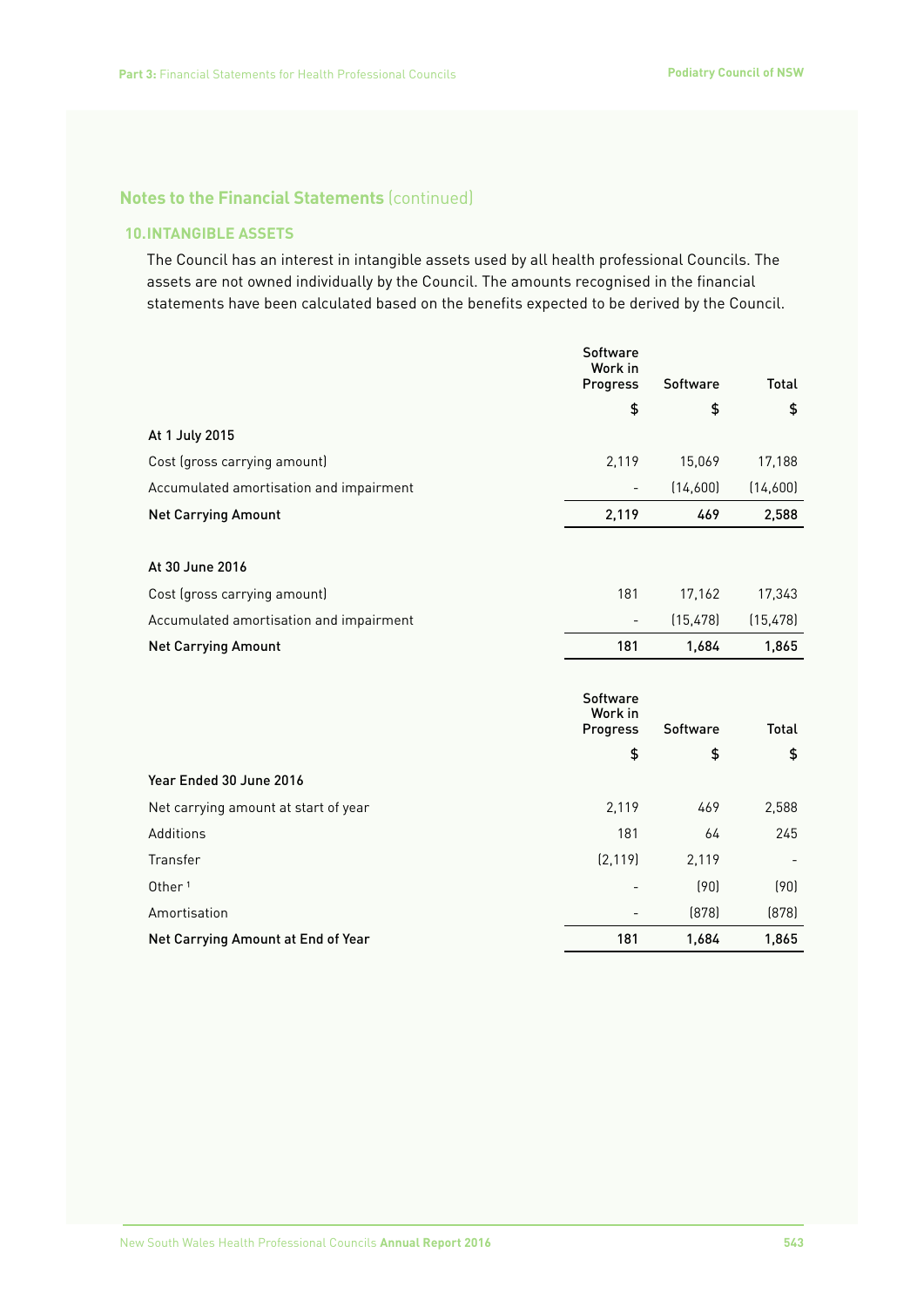## Notes to the Financial Statements (continued)

### 10. INTANGIBLE ASSETS

The Council has an interest in intangible assets used by all health professional Councils. The assets are not owned individually by the Council. The amounts recognised in the financial statements have been calculated based on the benefits expected to be derived by the Council.

| | Software Work in Progress | Software | Total |
|---|---|---|---|
| | $ | $ | $ |
| **At 1 July 2015** | | | |
| Cost (gross carrying amount) | 2,119 | 15,069 | 17,188 |
| Accumulated amortisation and impairment | - | (14,600) | (14,600) |
| **Net Carrying Amount** | **2,119** | **469** | **2,588** |
| | | | |
| **At 30 June 2016** | | | |
| Cost (gross carrying amount) | 181 | 17,162 | 17,343 |
| Accumulated amortisation and impairment | - | (15,478) | (15,478) |
| **Net Carrying Amount** | **181** | **1,684** | **1,865** |

| | Software Work in Progress | Software | Total |
|---|---|---|---|
| | $ | $ | $ |
| **Year Ended 30 June 2016** | | | |
| Net carrying amount at start of year | 2,119 | 469 | 2,588 |
| Additions | 181 | 64 | 245 |
| Transfer | (2,119) | 2,119 | - |
| Other [1] | - | (90) | (90) |
| Amortisation | - | (878) | (878) |
| **Net Carrying Amount at End of Year** | **181** | **1,684** | **1,865** |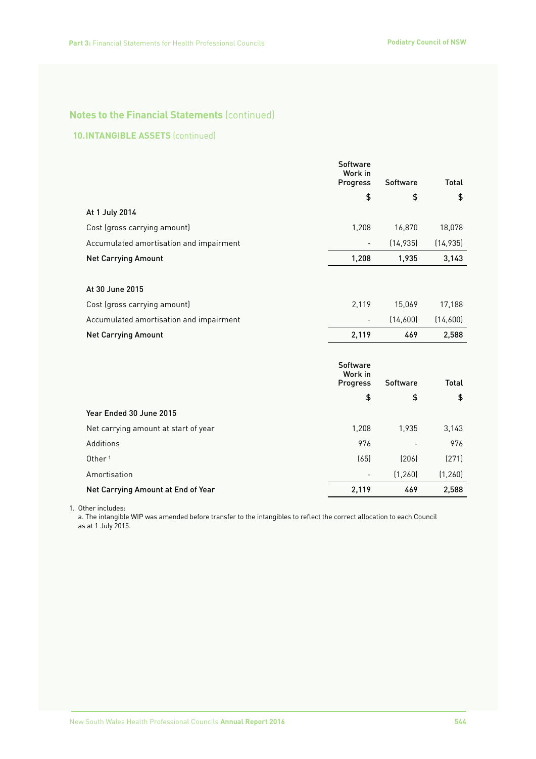## Notes to the Financial Statements (continued)

### 10. INTANGIBLE ASSETS (continued)

| | Software Work in Progress | Software | Total |
|---|---|---|---|
| | $ | $ | $ |
| **At 1 July 2014** | | | |
| Cost (gross carrying amount) | 1,208 | 16,870 | 18,078 |
| Accumulated amortisation and impairment | - | (14,935) | (14,935) |
| **Net Carrying Amount** | **1,208** | **1,935** | **3,143** |
| | | | |
| **At 30 June 2015** | | | |
| Cost (gross carrying amount) | 2,119 | 15,069 | 17,188 |
| Accumulated amortisation and impairment | - | (14,600) | (14,600) |
| **Net Carrying Amount** | **2,119** | **469** | **2,588** |

| | Software Work in Progress | Software | Total |
|---|---|---|---|
| | $ | $ | $ |
| **Year Ended 30 June 2015** | | | |
| Net carrying amount at start of year | 1,208 | 1,935 | 3,143 |
| Additions | 976 | - | 976 |
| Other [1] | (65) | (206) | (271) |
| Amortisation | - | (1,260) | (1,260) |
| **Net Carrying Amount at End of Year** | **2,119** | **469** | **2,588** |

1. Other includes:
   a. The intangible WIP was amended before transfer to the intangibles to reflect the correct allocation to each Council as at 1 July 2015.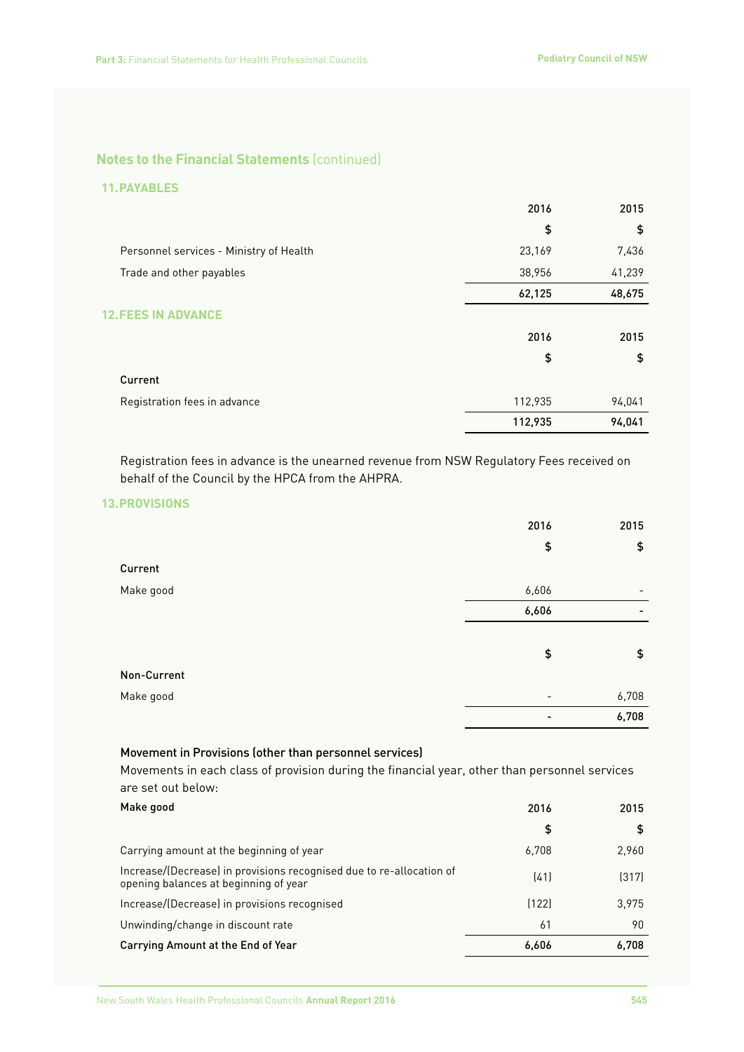## Notes to the Financial Statements (continued)

### 11. PAYABLES

| | 2016 | 2015 |
|---|---|---|
| | $ | $ |
| Personnel services - Ministry of Health | 23,169 | 7,436 |
| Trade and other payables | 38,956 | 41,239 |
| | **62,125** | **48,675** |

### 12. FEES IN ADVANCE

| | 2016 | 2015 |
|---|---|---|
| | $ | $ |
| **Current** | | |
| Registration fees in advance | 112,935 | 94,041 |
| | **112,935** | **94,041** |

Registration fees in advance is the unearned revenue from NSW Regulatory Fees received on behalf of the Council by the HPCA from the AHPRA.

### 13. PROVISIONS

| | 2016 | 2015 |
|---|---|---|
| | $ | $ |
| **Current** | | |
| Make good | 6,606 | - |
| | **6,606** | **-** |
| | $ | $ |
| **Non-Current** | | |
| Make good | - | 6,708 |
| | **-** | **6,708** |

**Movement in Provisions (other than personnel services)**

Movements in each class of provision during the financial year, other than personnel services are set out below:

| **Make good** | 2016 | 2015 |
|---|---|---|
| | $ | $ |
| Carrying amount at the beginning of year | 6,708 | 2,960 |
| Increase/(Decrease) in provisions recognised due to re-allocation of opening balances at beginning of year | (41) | (317) |
| Increase/(Decrease) in provisions recognised | (122) | 3,975 |
| Unwinding/change in discount rate | 61 | 90 |
| **Carrying Amount at the End of Year** | **6,606** | **6,708** |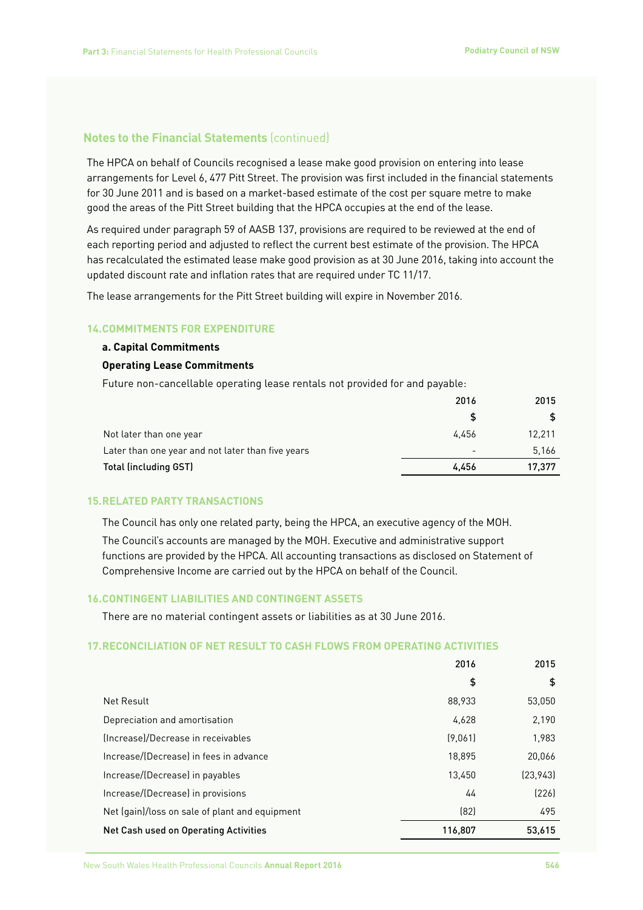## Notes to the Financial Statements (continued)

The HPCA on behalf of Councils recognised a lease make good provision on entering into lease arrangements for Level 6, 477 Pitt Street. The provision was first included in the financial statements for 30 June 2011 and is based on a market-based estimate of the cost per square metre to make good the areas of the Pitt Street building that the HPCA occupies at the end of the lease.

As required under paragraph 59 of AASB 137, provisions are required to be reviewed at the end of each reporting period and adjusted to reflect the current best estimate of the provision. The HPCA has recalculated the estimated lease make good provision as at 30 June 2016, taking into account the updated discount rate and inflation rates that are required under TC 11/17.

The lease arrangements for the Pitt Street building will expire in November 2016.

### 14. COMMITMENTS FOR EXPENDITURE

**a. Capital Commitments**

**Operating Lease Commitments**

Future non-cancellable operating lease rentals not provided for and payable:

| | 2016 | 2015 |
|---|---|---|
| | $ | $ |
| Not later than one year | 4,456 | 12,211 |
| Later than one year and not later than five years | - | 5,166 |
| **Total (including GST)** | **4,456** | **17,377** |

### 15. RELATED PARTY TRANSACTIONS

The Council has only one related party, being the HPCA, an executive agency of the MOH.

The Council's accounts are managed by the MOH. Executive and administrative support functions are provided by the HPCA. All accounting transactions as disclosed on Statement of Comprehensive Income are carried out by the HPCA on behalf of the Council.

### 16. CONTINGENT LIABILITIES AND CONTINGENT ASSETS

There are no material contingent assets or liabilities as at 30 June 2016.

### 17. RECONCILIATION OF NET RESULT TO CASH FLOWS FROM OPERATING ACTIVITIES

| | 2016 | 2015 |
|---|---|---|
| | $ | $ |
| Net Result | 88,933 | 53,050 |
| Depreciation and amortisation | 4,628 | 2,190 |
| (Increase)/Decrease in receivables | (9,061) | 1,983 |
| Increase/(Decrease) in fees in advance | 18,895 | 20,066 |
| Increase/(Decrease) in payables | 13,450 | (23,943) |
| Increase/(Decrease) in provisions | 44 | (226) |
| Net (gain)/loss on sale of plant and equipment | (82) | 495 |
| **Net Cash used on Operating Activities** | **116,807** | **53,615** |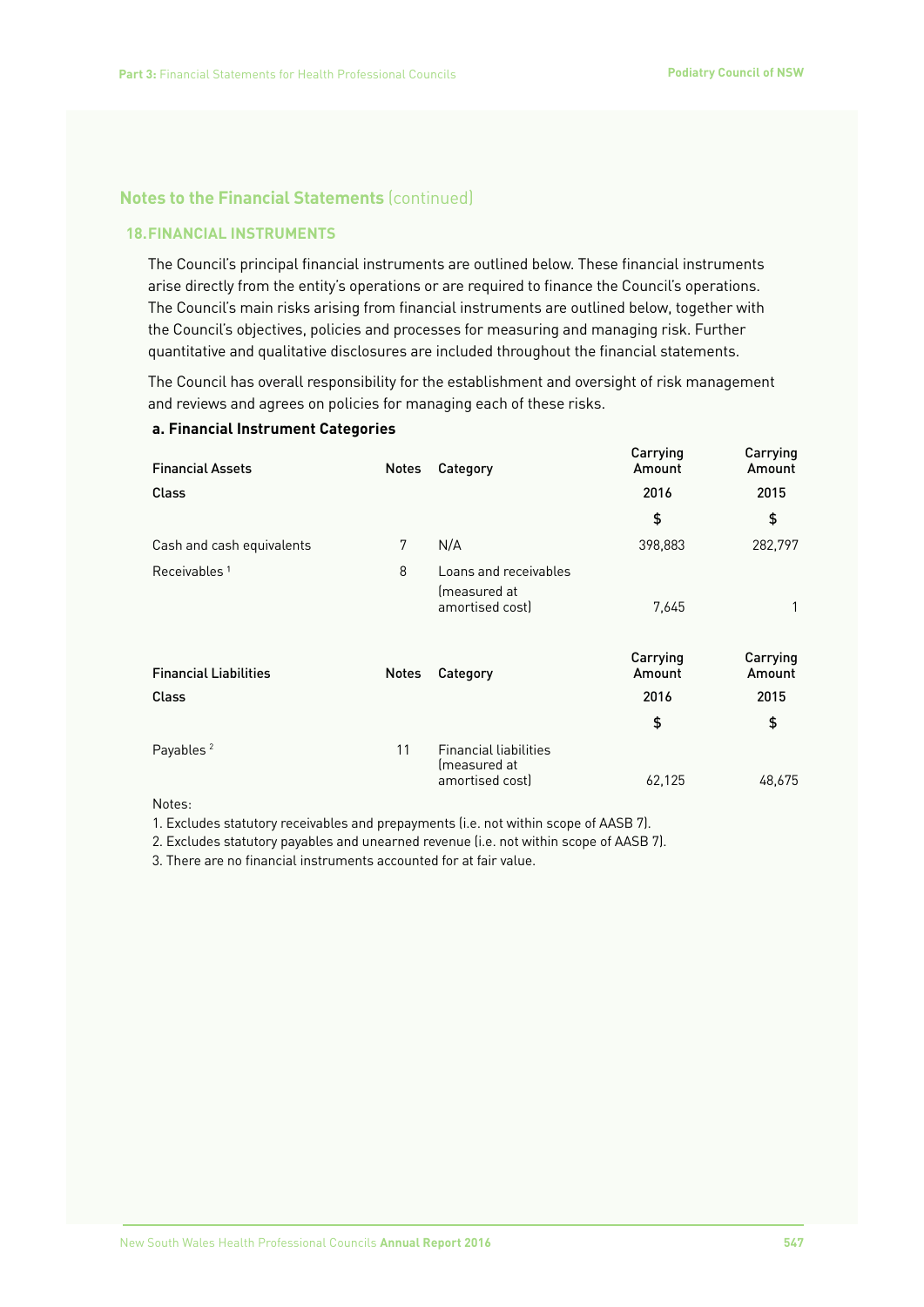## Notes to the Financial Statements (continued)

### 18. FINANCIAL INSTRUMENTS

The Council's principal financial instruments are outlined below. These financial instruments arise directly from the entity's operations or are required to finance the Council's operations. The Council's main risks arising from financial instruments are outlined below, together with the Council's objectives, policies and processes for measuring and managing risk. Further quantitative and qualitative disclosures are included throughout the financial statements.

The Council has overall responsibility for the establishment and oversight of risk management and reviews and agrees on policies for managing each of these risks.

**a. Financial Instrument Categories**

| Financial Assets | Notes | Category | Carrying Amount | Carrying Amount |
|---|---|---|---|---|
| Class | | | 2016 | 2015 |
| | | | $ | $ |
| Cash and cash equivalents | 7 | N/A | 398,883 | 282,797 |
| Receivables [1] | 8 | Loans and receivables (measured at amortised cost) | 7,645 | 1 |

| Financial Liabilities | Notes | Category | Carrying Amount | Carrying Amount |
|---|---|---|---|---|
| Class | | | 2016 | 2015 |
| | | | $ | $ |
| Payables [2] | 11 | Financial liabilities (measured at amortised cost) | 62,125 | 48,675 |

Notes:

1. Excludes statutory receivables and prepayments (i.e. not within scope of AASB 7).
2. Excludes statutory payables and unearned revenue (i.e. not within scope of AASB 7).
3. There are no financial instruments accounted for at fair value.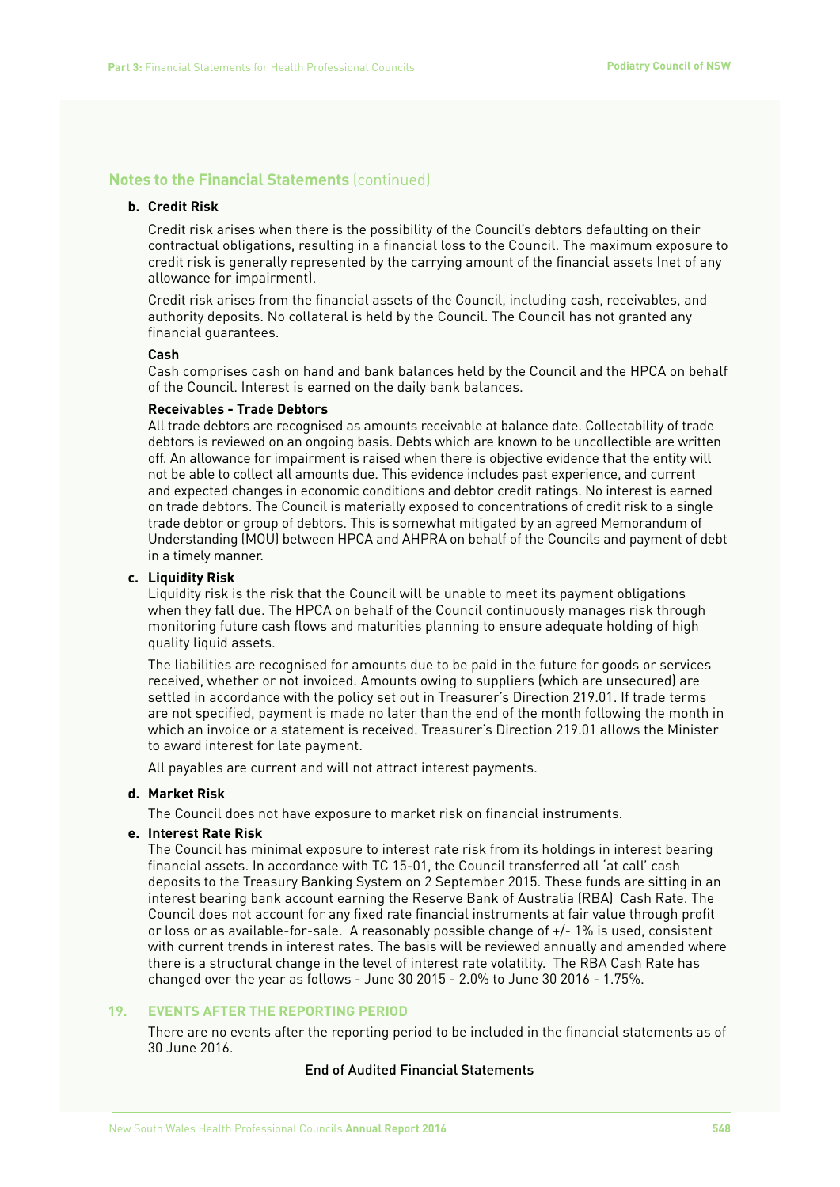## Notes to the Financial Statements (continued)

**b. Credit Risk**

Credit risk arises when there is the possibility of the Council's debtors defaulting on their contractual obligations, resulting in a financial loss to the Council. The maximum exposure to credit risk is generally represented by the carrying amount of the financial assets (net of any allowance for impairment).

Credit risk arises from the financial assets of the Council, including cash, receivables, and authority deposits. No collateral is held by the Council. The Council has not granted any financial guarantees.

**Cash**

Cash comprises cash on hand and bank balances held by the Council and the HPCA on behalf of the Council. Interest is earned on the daily bank balances.

**Receivables - Trade Debtors**

All trade debtors are recognised as amounts receivable at balance date. Collectability of trade debtors is reviewed on an ongoing basis. Debts which are known to be uncollectible are written off. An allowance for impairment is raised when there is objective evidence that the entity will not be able to collect all amounts due. This evidence includes past experience, and current and expected changes in economic conditions and debtor credit ratings. No interest is earned on trade debtors. The Council is materially exposed to concentrations of credit risk to a single trade debtor or group of debtors. This is somewhat mitigated by an agreed Memorandum of Understanding (MOU) between HPCA and AHPRA on behalf of the Councils and payment of debt in a timely manner.

**c. Liquidity Risk**

Liquidity risk is the risk that the Council will be unable to meet its payment obligations when they fall due. The HPCA on behalf of the Council continuously manages risk through monitoring future cash flows and maturities planning to ensure adequate holding of high quality liquid assets.

The liabilities are recognised for amounts due to be paid in the future for goods or services received, whether or not invoiced. Amounts owing to suppliers (which are unsecured) are settled in accordance with the policy set out in Treasurer's Direction 219.01. If trade terms are not specified, payment is made no later than the end of the month following the month in which an invoice or a statement is received. Treasurer's Direction 219.01 allows the Minister to award interest for late payment.

All payables are current and will not attract interest payments.

**d. Market Risk**

The Council does not have exposure to market risk on financial instruments.

**e. Interest Rate Risk**

The Council has minimal exposure to interest rate risk from its holdings in interest bearing financial assets. In accordance with TC 15-01, the Council transferred all 'at call' cash deposits to the Treasury Banking System on 2 September 2015. These funds are sitting in an interest bearing bank account earning the Reserve Bank of Australia (RBA) Cash Rate. The Council does not account for any fixed rate financial instruments at fair value through profit or loss or as available-for-sale. A reasonably possible change of +/- 1% is used, consistent with current trends in interest rates. The basis will be reviewed annually and amended where there is a structural change in the level of interest rate volatility. The RBA Cash Rate has changed over the year as follows - June 30 2015 - 2.0% to June 30 2016 - 1.75%.

## 19. EVENTS AFTER THE REPORTING PERIOD

There are no events after the reporting period to be included in the financial statements as of 30 June 2016.

End of Audited Financial Statements